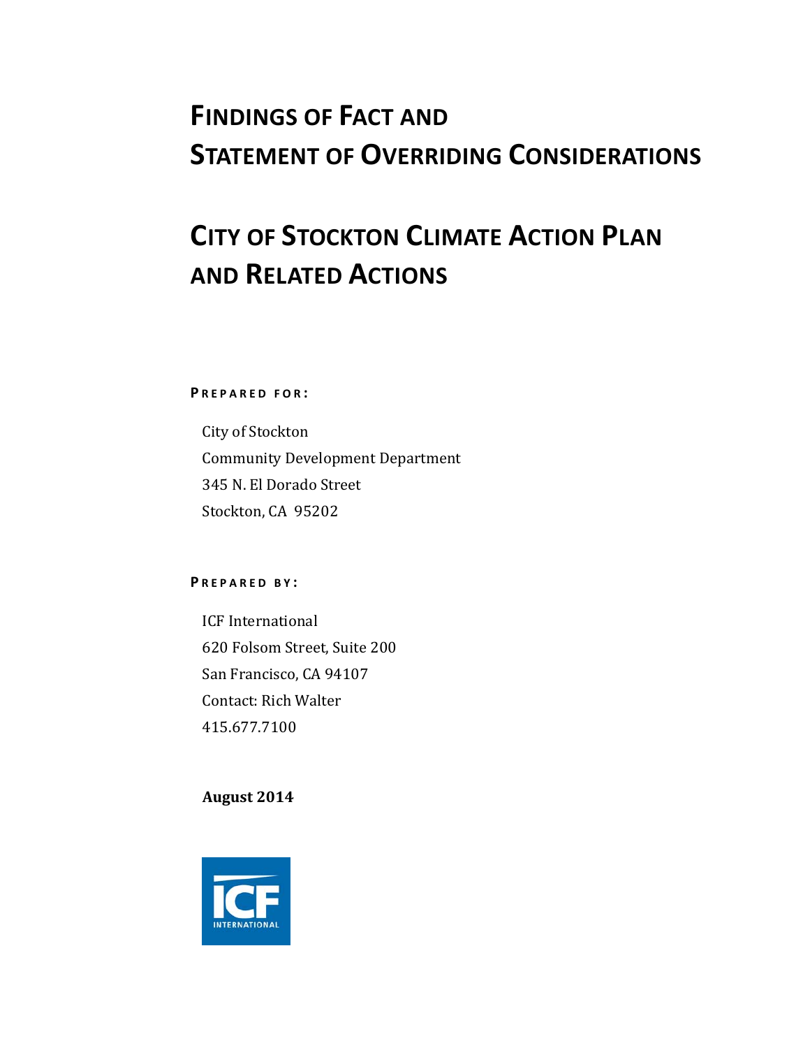# FINDINGS OF FACT AND STATEMENT OF OVERRIDING CONSIDERATIONS

# CITY OF STOCKTON CLIMATE ACTION PLAN AND RELATED ACTIONS

**PREPARED FOR:**

City of Stockton
Community Development Department
345 N. El Dorado Street
Stockton, CA 95202

**PREPARED BY:**

ICF International
620 Folsom Street, Suite 200
San Francisco, CA 94107
Contact: Rich Walter
415.677.7100

**August 2014**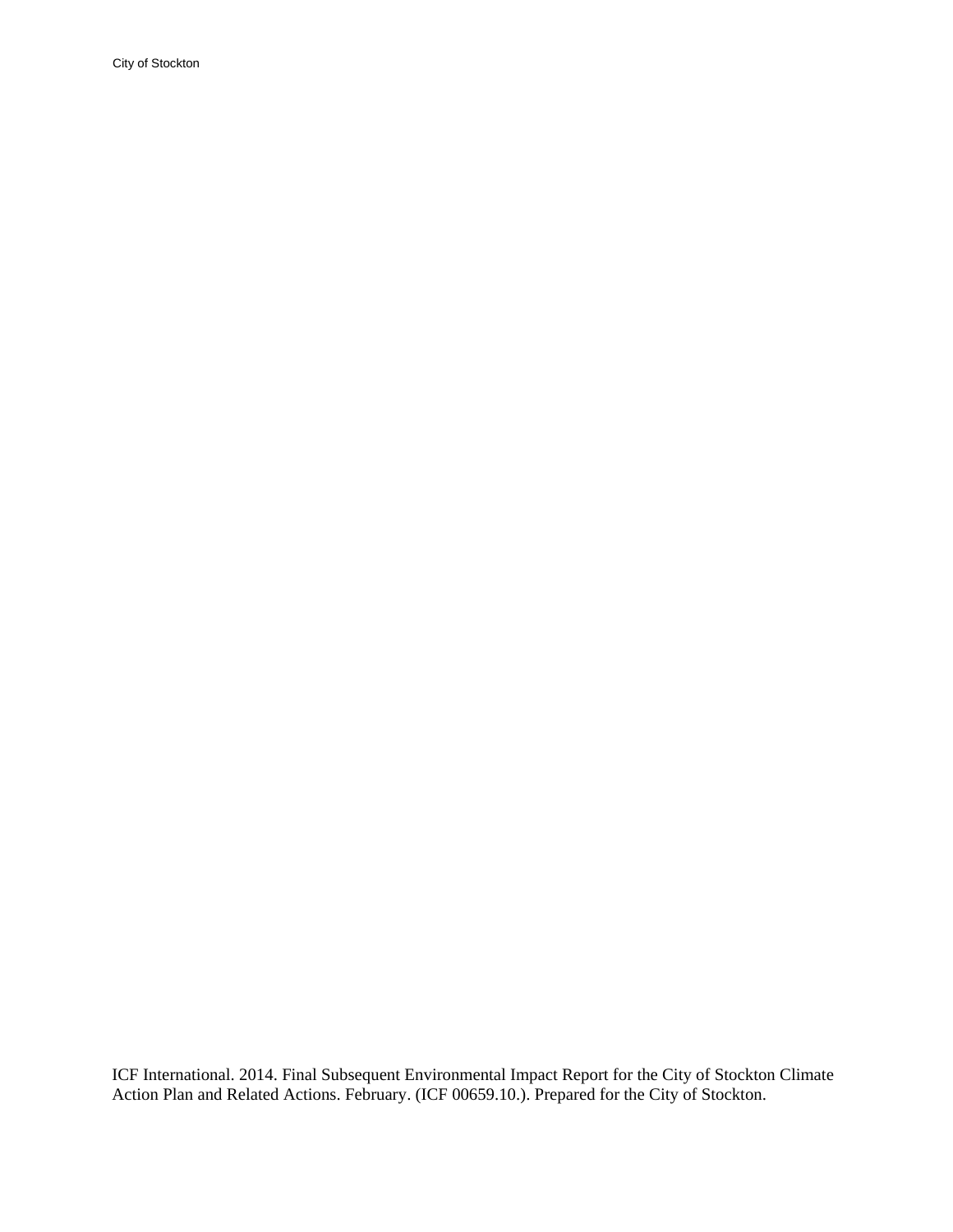ICF International. 2014. Final Subsequent Environmental Impact Report for the City of Stockton Climate Action Plan and Related Actions. February. (ICF 00659.10.). Prepared for the City of Stockton.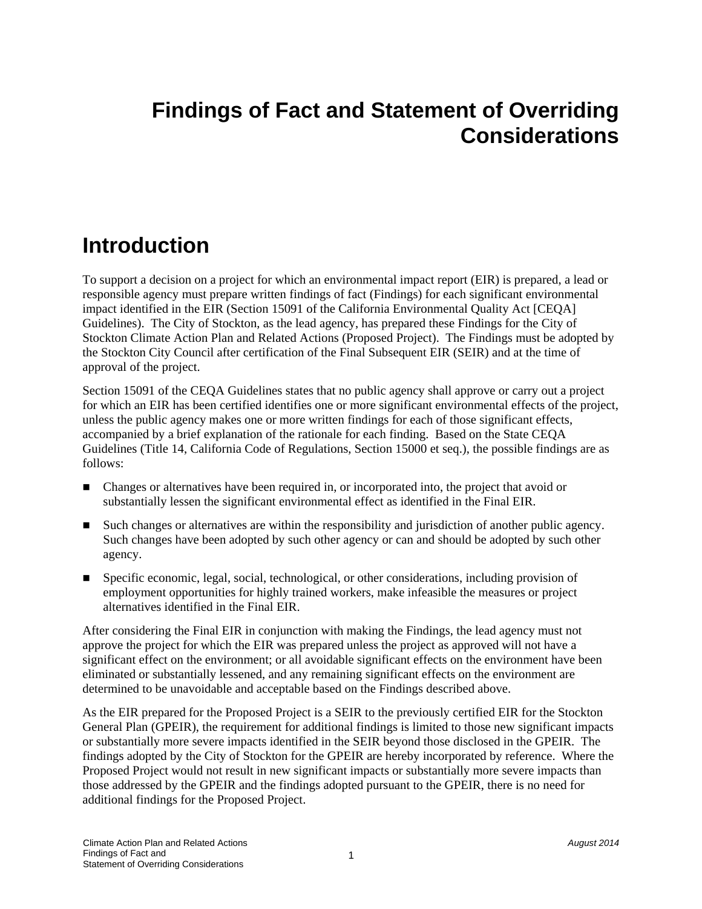# Findings of Fact and Statement of Overriding Considerations

## Introduction

To support a decision on a project for which an environmental impact report (EIR) is prepared, a lead or responsible agency must prepare written findings of fact (Findings) for each significant environmental impact identified in the EIR (Section 15091 of the California Environmental Quality Act [CEQA] Guidelines). The City of Stockton, as the lead agency, has prepared these Findings for the City of Stockton Climate Action Plan and Related Actions (Proposed Project). The Findings must be adopted by the Stockton City Council after certification of the Final Subsequent EIR (SEIR) and at the time of approval of the project.

Section 15091 of the CEQA Guidelines states that no public agency shall approve or carry out a project for which an EIR has been certified identifies one or more significant environmental effects of the project, unless the public agency makes one or more written findings for each of those significant effects, accompanied by a brief explanation of the rationale for each finding. Based on the State CEQA Guidelines (Title 14, California Code of Regulations, Section 15000 et seq.), the possible findings are as follows:

- Changes or alternatives have been required in, or incorporated into, the project that avoid or substantially lessen the significant environmental effect as identified in the Final EIR.
- Such changes or alternatives are within the responsibility and jurisdiction of another public agency. Such changes have been adopted by such other agency or can and should be adopted by such other agency.
- Specific economic, legal, social, technological, or other considerations, including provision of employment opportunities for highly trained workers, make infeasible the measures or project alternatives identified in the Final EIR.

After considering the Final EIR in conjunction with making the Findings, the lead agency must not approve the project for which the EIR was prepared unless the project as approved will not have a significant effect on the environment; or all avoidable significant effects on the environment have been eliminated or substantially lessened, and any remaining significant effects on the environment are determined to be unavoidable and acceptable based on the Findings described above.

As the EIR prepared for the Proposed Project is a SEIR to the previously certified EIR for the Stockton General Plan (GPEIR), the requirement for additional findings is limited to those new significant impacts or substantially more severe impacts identified in the SEIR beyond those disclosed in the GPEIR. The findings adopted by the City of Stockton for the GPEIR are hereby incorporated by reference. Where the Proposed Project would not result in new significant impacts or substantially more severe impacts than those addressed by the GPEIR and the findings adopted pursuant to the GPEIR, there is no need for additional findings for the Proposed Project.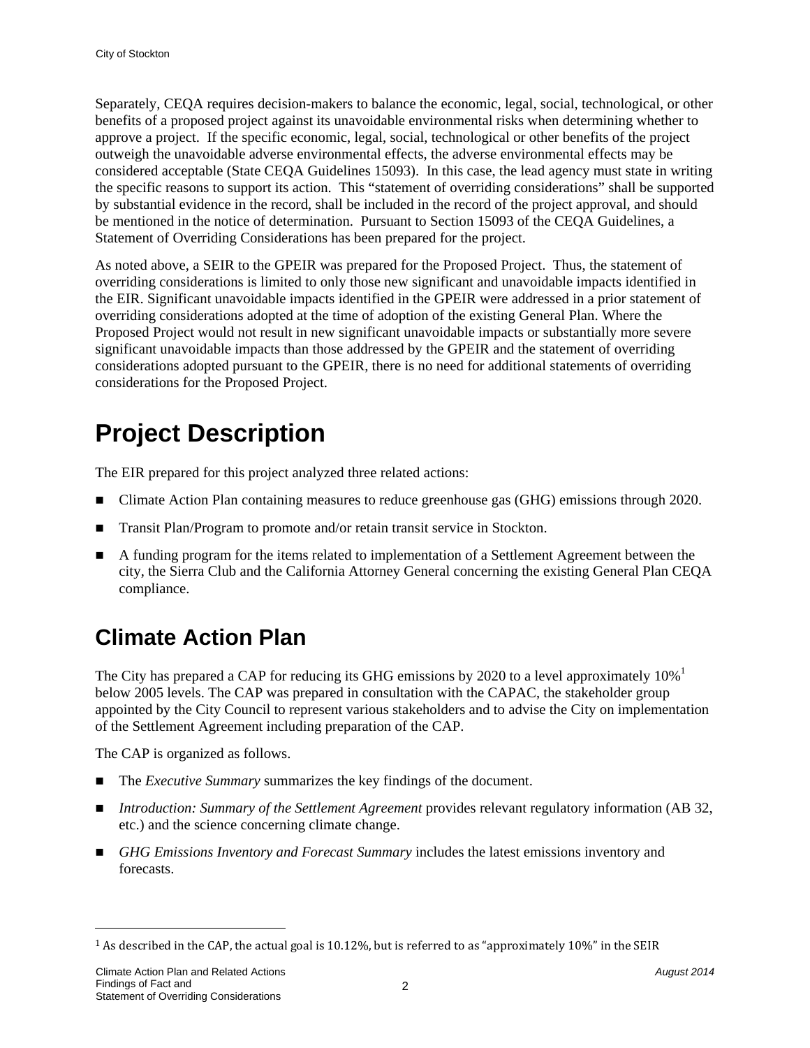Separately, CEQA requires decision-makers to balance the economic, legal, social, technological, or other benefits of a proposed project against its unavoidable environmental risks when determining whether to approve a project. If the specific economic, legal, social, technological or other benefits of the project outweigh the unavoidable adverse environmental effects, the adverse environmental effects may be considered acceptable (State CEQA Guidelines 15093). In this case, the lead agency must state in writing the specific reasons to support its action. This "statement of overriding considerations" shall be supported by substantial evidence in the record, shall be included in the record of the project approval, and should be mentioned in the notice of determination. Pursuant to Section 15093 of the CEQA Guidelines, a Statement of Overriding Considerations has been prepared for the project.

As noted above, a SEIR to the GPEIR was prepared for the Proposed Project. Thus, the statement of overriding considerations is limited to only those new significant and unavoidable impacts identified in the EIR. Significant unavoidable impacts identified in the GPEIR were addressed in a prior statement of overriding considerations adopted at the time of adoption of the existing General Plan. Where the Proposed Project would not result in new significant unavoidable impacts or substantially more severe significant unavoidable impacts than those addressed by the GPEIR and the statement of overriding considerations adopted pursuant to the GPEIR, there is no need for additional statements of overriding considerations for the Proposed Project.

# Project Description

The EIR prepared for this project analyzed three related actions:

- Climate Action Plan containing measures to reduce greenhouse gas (GHG) emissions through 2020.
- Transit Plan/Program to promote and/or retain transit service in Stockton.
- A funding program for the items related to implementation of a Settlement Agreement between the city, the Sierra Club and the California Attorney General concerning the existing General Plan CEQA compliance.

## Climate Action Plan

The City has prepared a CAP for reducing its GHG emissions by 2020 to a level approximately 10%[1] below 2005 levels. The CAP was prepared in consultation with the CAPAC, the stakeholder group appointed by the City Council to represent various stakeholders and to advise the City on implementation of the Settlement Agreement including preparation of the CAP.

The CAP is organized as follows.

- The *Executive Summary* summarizes the key findings of the document.
- *Introduction: Summary of the Settlement Agreement* provides relevant regulatory information (AB 32, etc.) and the science concerning climate change.
- *GHG Emissions Inventory and Forecast Summary* includes the latest emissions inventory and forecasts.

[1] As described in the CAP, the actual goal is 10.12%, but is referred to as "approximately 10%" in the SEIR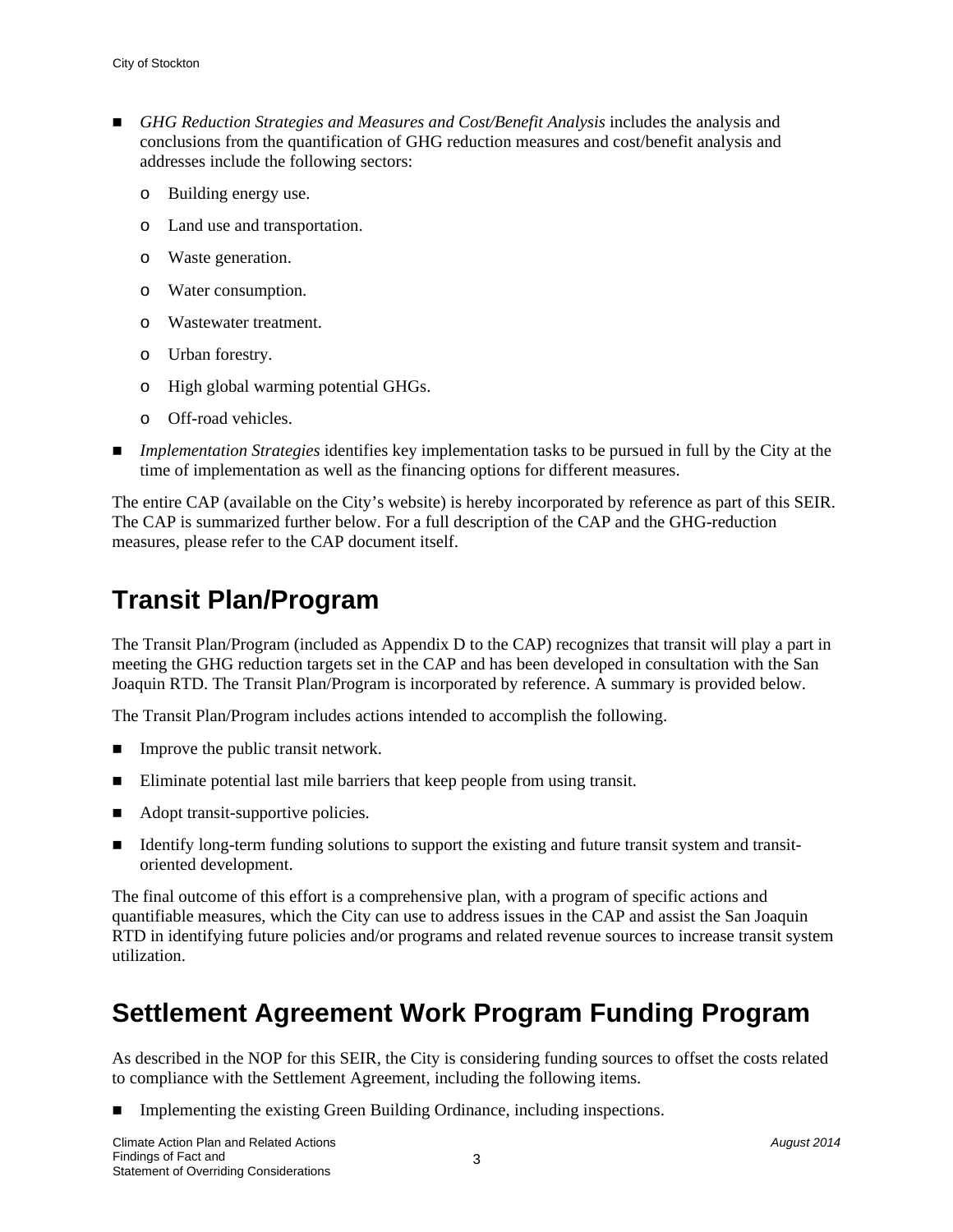- *GHG Reduction Strategies and Measures and Cost/Benefit Analysis* includes the analysis and conclusions from the quantification of GHG reduction measures and cost/benefit analysis and addresses include the following sectors:
  - Building energy use.
  - Land use and transportation.
  - Waste generation.
  - Water consumption.
  - Wastewater treatment.
  - Urban forestry.
  - High global warming potential GHGs.
  - Off-road vehicles.
- *Implementation Strategies* identifies key implementation tasks to be pursued in full by the City at the time of implementation as well as the financing options for different measures.

The entire CAP (available on the City's website) is hereby incorporated by reference as part of this SEIR. The CAP is summarized further below. For a full description of the CAP and the GHG-reduction measures, please refer to the CAP document itself.

# Transit Plan/Program

The Transit Plan/Program (included as Appendix D to the CAP) recognizes that transit will play a part in meeting the GHG reduction targets set in the CAP and has been developed in consultation with the San Joaquin RTD. The Transit Plan/Program is incorporated by reference. A summary is provided below.

The Transit Plan/Program includes actions intended to accomplish the following.

- Improve the public transit network.
- Eliminate potential last mile barriers that keep people from using transit.
- Adopt transit-supportive policies.
- Identify long-term funding solutions to support the existing and future transit system and transit-oriented development.

The final outcome of this effort is a comprehensive plan, with a program of specific actions and quantifiable measures, which the City can use to address issues in the CAP and assist the San Joaquin RTD in identifying future policies and/or programs and related revenue sources to increase transit system utilization.

# Settlement Agreement Work Program Funding Program

As described in the NOP for this SEIR, the City is considering funding sources to offset the costs related to compliance with the Settlement Agreement, including the following items.

- Implementing the existing Green Building Ordinance, including inspections.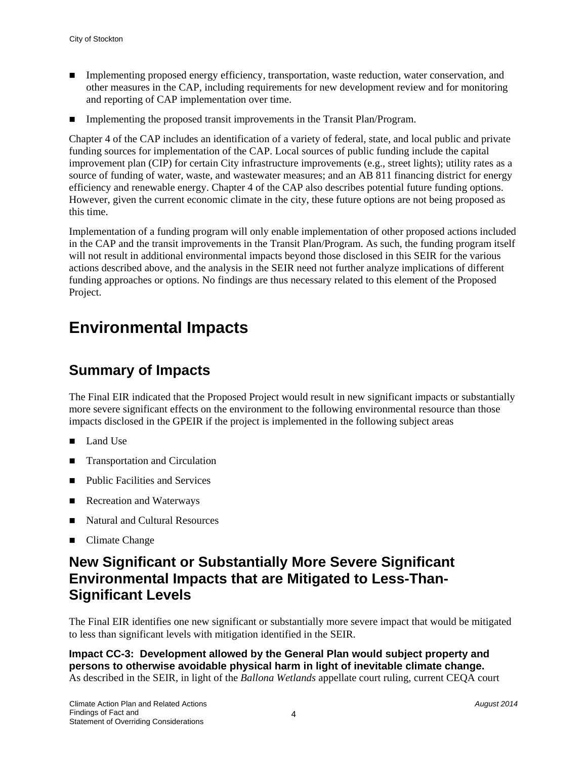- Implementing proposed energy efficiency, transportation, waste reduction, water conservation, and other measures in the CAP, including requirements for new development review and for monitoring and reporting of CAP implementation over time.
- Implementing the proposed transit improvements in the Transit Plan/Program.

Chapter 4 of the CAP includes an identification of a variety of federal, state, and local public and private funding sources for implementation of the CAP. Local sources of public funding include the capital improvement plan (CIP) for certain City infrastructure improvements (e.g., street lights); utility rates as a source of funding of water, waste, and wastewater measures; and an AB 811 financing district for energy efficiency and renewable energy. Chapter 4 of the CAP also describes potential future funding options. However, given the current economic climate in the city, these future options are not being proposed as this time.

Implementation of a funding program will only enable implementation of other proposed actions included in the CAP and the transit improvements in the Transit Plan/Program. As such, the funding program itself will not result in additional environmental impacts beyond those disclosed in this SEIR for the various actions described above, and the analysis in the SEIR need not further analyze implications of different funding approaches or options. No findings are thus necessary related to this element of the Proposed Project.

# Environmental Impacts

## Summary of Impacts

The Final EIR indicated that the Proposed Project would result in new significant impacts or substantially more severe significant effects on the environment to the following environmental resource than those impacts disclosed in the GPEIR if the project is implemented in the following subject areas

- Land Use
- Transportation and Circulation
- Public Facilities and Services
- Recreation and Waterways
- Natural and Cultural Resources
- Climate Change

## New Significant or Substantially More Severe Significant Environmental Impacts that are Mitigated to Less-Than-Significant Levels

The Final EIR identifies one new significant or substantially more severe impact that would be mitigated to less than significant levels with mitigation identified in the SEIR.

**Impact CC-3: Development allowed by the General Plan would subject property and persons to otherwise avoidable physical harm in light of inevitable climate change.**
As described in the SEIR, in light of the *Ballona Wetlands* appellate court ruling, current CEQA court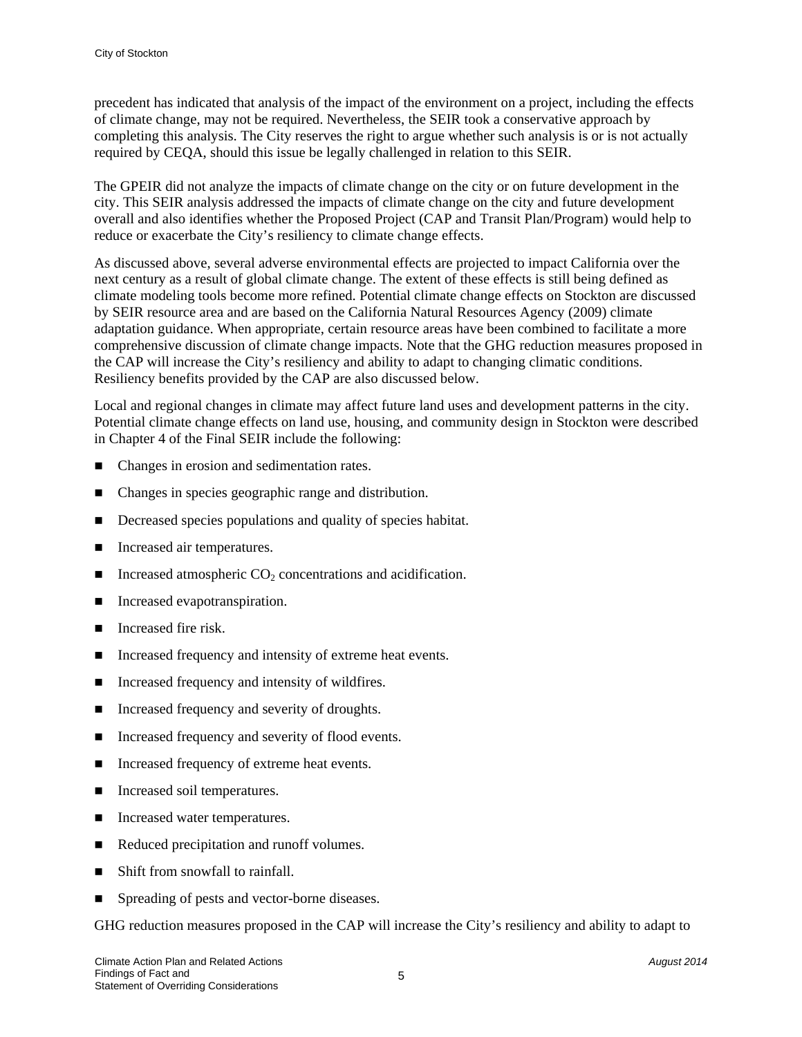precedent has indicated that analysis of the impact of the environment on a project, including the effects of climate change, may not be required. Nevertheless, the SEIR took a conservative approach by completing this analysis. The City reserves the right to argue whether such analysis is or is not actually required by CEQA, should this issue be legally challenged in relation to this SEIR.

The GPEIR did not analyze the impacts of climate change on the city or on future development in the city. This SEIR analysis addressed the impacts of climate change on the city and future development overall and also identifies whether the Proposed Project (CAP and Transit Plan/Program) would help to reduce or exacerbate the City's resiliency to climate change effects.

As discussed above, several adverse environmental effects are projected to impact California over the next century as a result of global climate change. The extent of these effects is still being defined as climate modeling tools become more refined. Potential climate change effects on Stockton are discussed by SEIR resource area and are based on the California Natural Resources Agency (2009) climate adaptation guidance. When appropriate, certain resource areas have been combined to facilitate a more comprehensive discussion of climate change impacts. Note that the GHG reduction measures proposed in the CAP will increase the City's resiliency and ability to adapt to changing climatic conditions. Resiliency benefits provided by the CAP are also discussed below.

Local and regional changes in climate may affect future land uses and development patterns in the city. Potential climate change effects on land use, housing, and community design in Stockton were described in Chapter 4 of the Final SEIR include the following:

- Changes in erosion and sedimentation rates.
- Changes in species geographic range and distribution.
- Decreased species populations and quality of species habitat.
- Increased air temperatures.
- Increased atmospheric $CO_2$ concentrations and acidification.
- Increased evapotranspiration.
- Increased fire risk.
- Increased frequency and intensity of extreme heat events.
- Increased frequency and intensity of wildfires.
- Increased frequency and severity of droughts.
- Increased frequency and severity of flood events.
- Increased frequency of extreme heat events.
- Increased soil temperatures.
- Increased water temperatures.
- Reduced precipitation and runoff volumes.
- Shift from snowfall to rainfall.
- Spreading of pests and vector-borne diseases.

GHG reduction measures proposed in the CAP will increase the City's resiliency and ability to adapt to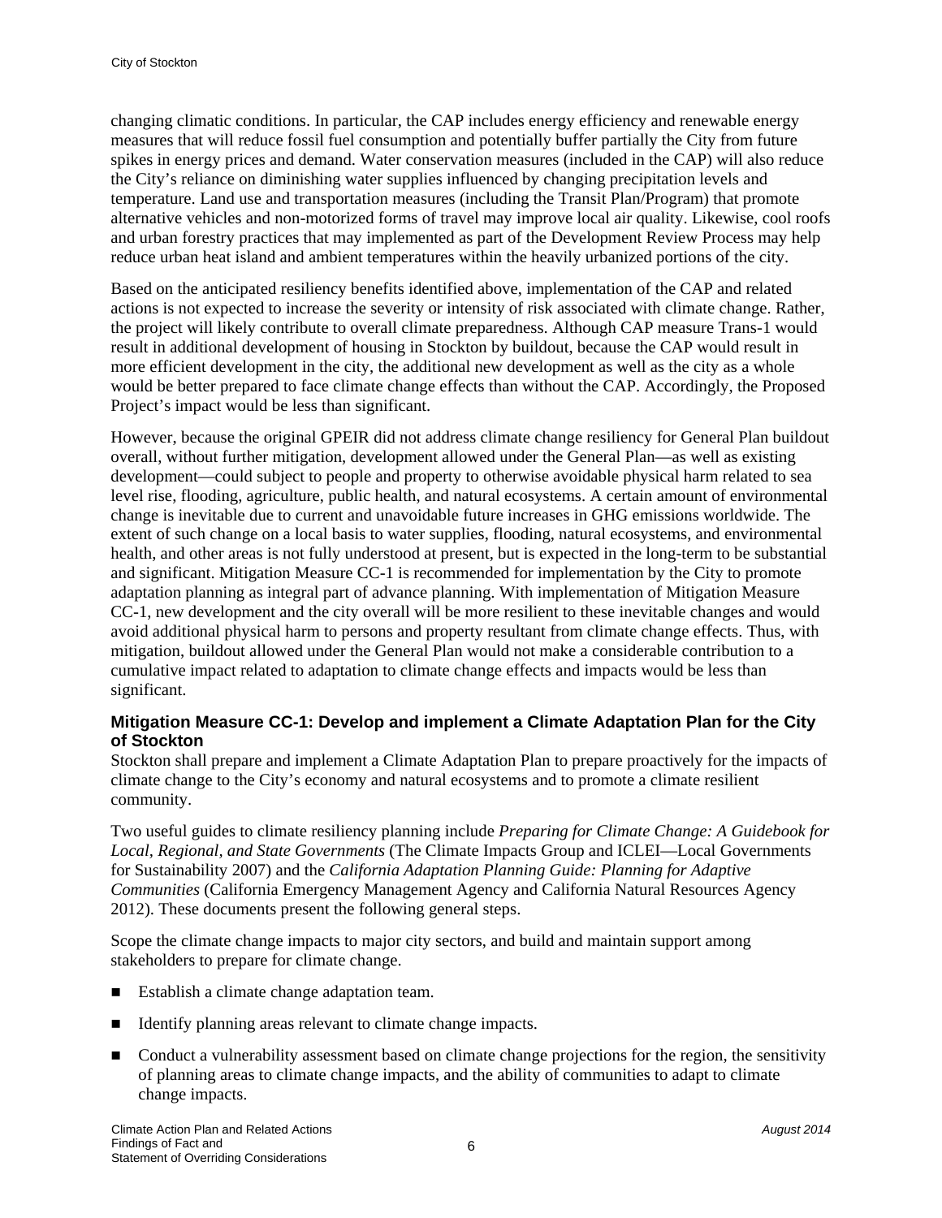changing climatic conditions. In particular, the CAP includes energy efficiency and renewable energy measures that will reduce fossil fuel consumption and potentially buffer partially the City from future spikes in energy prices and demand. Water conservation measures (included in the CAP) will also reduce the City's reliance on diminishing water supplies influenced by changing precipitation levels and temperature. Land use and transportation measures (including the Transit Plan/Program) that promote alternative vehicles and non-motorized forms of travel may improve local air quality. Likewise, cool roofs and urban forestry practices that may implemented as part of the Development Review Process may help reduce urban heat island and ambient temperatures within the heavily urbanized portions of the city.

Based on the anticipated resiliency benefits identified above, implementation of the CAP and related actions is not expected to increase the severity or intensity of risk associated with climate change. Rather, the project will likely contribute to overall climate preparedness. Although CAP measure Trans-1 would result in additional development of housing in Stockton by buildout, because the CAP would result in more efficient development in the city, the additional new development as well as the city as a whole would be better prepared to face climate change effects than without the CAP. Accordingly, the Proposed Project's impact would be less than significant.

However, because the original GPEIR did not address climate change resiliency for General Plan buildout overall, without further mitigation, development allowed under the General Plan—as well as existing development—could subject to people and property to otherwise avoidable physical harm related to sea level rise, flooding, agriculture, public health, and natural ecosystems. A certain amount of environmental change is inevitable due to current and unavoidable future increases in GHG emissions worldwide. The extent of such change on a local basis to water supplies, flooding, natural ecosystems, and environmental health, and other areas is not fully understood at present, but is expected in the long-term to be substantial and significant. Mitigation Measure CC-1 is recommended for implementation by the City to promote adaptation planning as integral part of advance planning. With implementation of Mitigation Measure CC-1, new development and the city overall will be more resilient to these inevitable changes and would avoid additional physical harm to persons and property resultant from climate change effects. Thus, with mitigation, buildout allowed under the General Plan would not make a considerable contribution to a cumulative impact related to adaptation to climate change effects and impacts would be less than significant.

### Mitigation Measure CC-1: Develop and implement a Climate Adaptation Plan for the City of Stockton

Stockton shall prepare and implement a Climate Adaptation Plan to prepare proactively for the impacts of climate change to the City's economy and natural ecosystems and to promote a climate resilient community.

Two useful guides to climate resiliency planning include *Preparing for Climate Change: A Guidebook for Local, Regional, and State Governments* (The Climate Impacts Group and ICLEI—Local Governments for Sustainability 2007) and the *California Adaptation Planning Guide: Planning for Adaptive Communities* (California Emergency Management Agency and California Natural Resources Agency 2012). These documents present the following general steps.

Scope the climate change impacts to major city sectors, and build and maintain support among stakeholders to prepare for climate change.

- Establish a climate change adaptation team.
- Identify planning areas relevant to climate change impacts.
- Conduct a vulnerability assessment based on climate change projections for the region, the sensitivity of planning areas to climate change impacts, and the ability of communities to adapt to climate change impacts.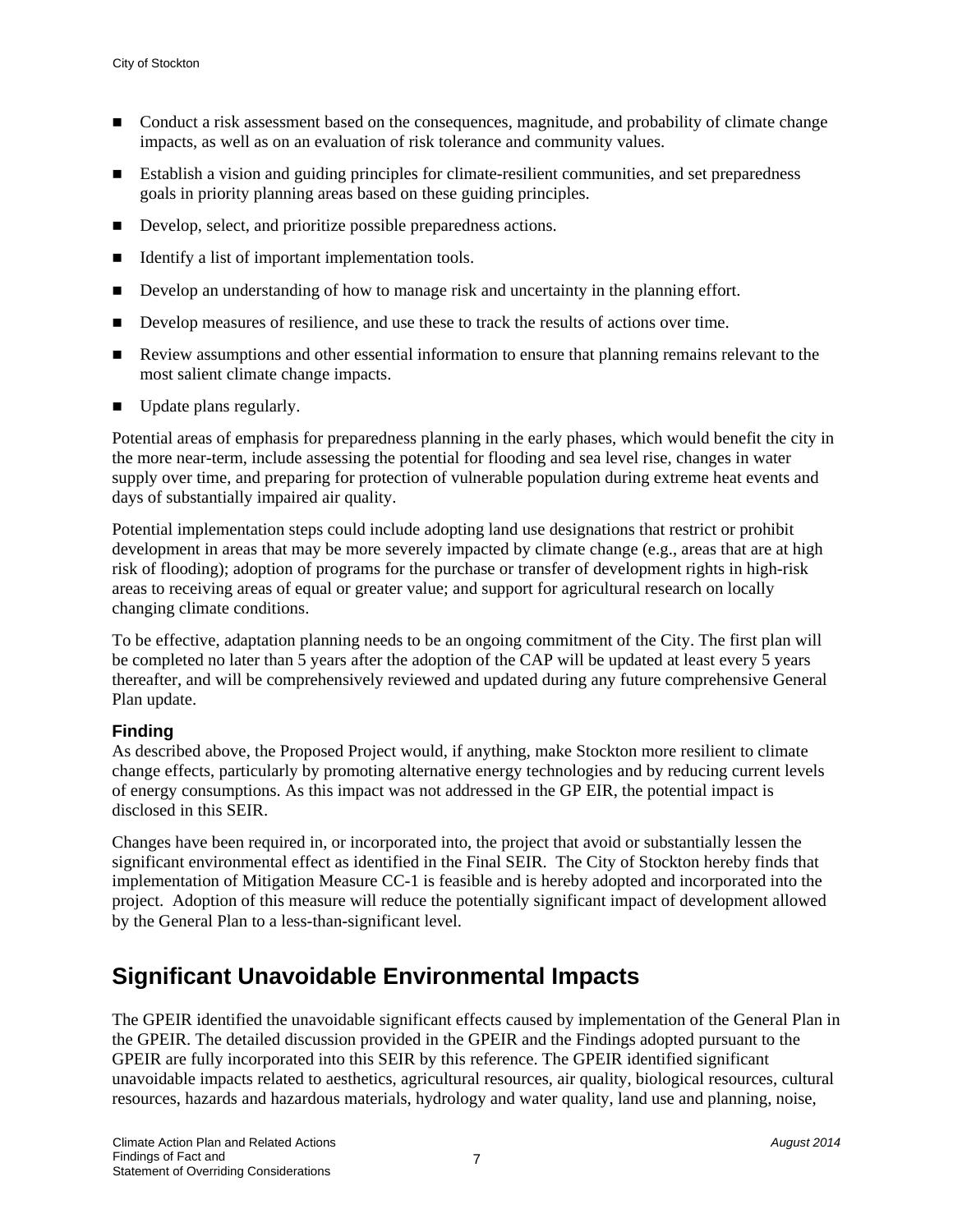- Conduct a risk assessment based on the consequences, magnitude, and probability of climate change impacts, as well as on an evaluation of risk tolerance and community values.
- Establish a vision and guiding principles for climate-resilient communities, and set preparedness goals in priority planning areas based on these guiding principles.
- Develop, select, and prioritize possible preparedness actions.
- Identify a list of important implementation tools.
- Develop an understanding of how to manage risk and uncertainty in the planning effort.
- Develop measures of resilience, and use these to track the results of actions over time.
- Review assumptions and other essential information to ensure that planning remains relevant to the most salient climate change impacts.
- Update plans regularly.

Potential areas of emphasis for preparedness planning in the early phases, which would benefit the city in the more near-term, include assessing the potential for flooding and sea level rise, changes in water supply over time, and preparing for protection of vulnerable population during extreme heat events and days of substantially impaired air quality.

Potential implementation steps could include adopting land use designations that restrict or prohibit development in areas that may be more severely impacted by climate change (e.g., areas that are at high risk of flooding); adoption of programs for the purchase or transfer of development rights in high-risk areas to receiving areas of equal or greater value; and support for agricultural research on locally changing climate conditions.

To be effective, adaptation planning needs to be an ongoing commitment of the City. The first plan will be completed no later than 5 years after the adoption of the CAP will be updated at least every 5 years thereafter, and will be comprehensively reviewed and updated during any future comprehensive General Plan update.

**Finding**

As described above, the Proposed Project would, if anything, make Stockton more resilient to climate change effects, particularly by promoting alternative energy technologies and by reducing current levels of energy consumptions. As this impact was not addressed in the GP EIR, the potential impact is disclosed in this SEIR.

Changes have been required in, or incorporated into, the project that avoid or substantially lessen the significant environmental effect as identified in the Final SEIR. The City of Stockton hereby finds that implementation of Mitigation Measure CC-1 is feasible and is hereby adopted and incorporated into the project. Adoption of this measure will reduce the potentially significant impact of development allowed by the General Plan to a less-than-significant level.

## Significant Unavoidable Environmental Impacts

The GPEIR identified the unavoidable significant effects caused by implementation of the General Plan in the GPEIR. The detailed discussion provided in the GPEIR and the Findings adopted pursuant to the GPEIR are fully incorporated into this SEIR by this reference. The GPEIR identified significant unavoidable impacts related to aesthetics, agricultural resources, air quality, biological resources, cultural resources, hazards and hazardous materials, hydrology and water quality, land use and planning, noise,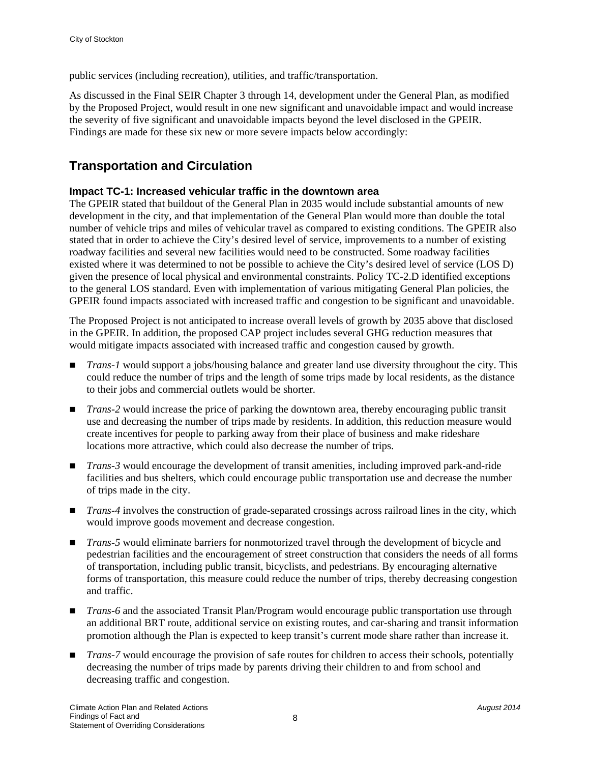public services (including recreation), utilities, and traffic/transportation.

As discussed in the Final SEIR Chapter 3 through 14, development under the General Plan, as modified by the Proposed Project, would result in one new significant and unavoidable impact and would increase the severity of five significant and unavoidable impacts beyond the level disclosed in the GPEIR. Findings are made for these six new or more severe impacts below accordingly:

## Transportation and Circulation

### Impact TC-1: Increased vehicular traffic in the downtown area

The GPEIR stated that buildout of the General Plan in 2035 would include substantial amounts of new development in the city, and that implementation of the General Plan would more than double the total number of vehicle trips and miles of vehicular travel as compared to existing conditions. The GPEIR also stated that in order to achieve the City's desired level of service, improvements to a number of existing roadway facilities and several new facilities would need to be constructed. Some roadway facilities existed where it was determined to not be possible to achieve the City's desired level of service (LOS D) given the presence of local physical and environmental constraints. Policy TC-2.D identified exceptions to the general LOS standard. Even with implementation of various mitigating General Plan policies, the GPEIR found impacts associated with increased traffic and congestion to be significant and unavoidable.

The Proposed Project is not anticipated to increase overall levels of growth by 2035 above that disclosed in the GPEIR. In addition, the proposed CAP project includes several GHG reduction measures that would mitigate impacts associated with increased traffic and congestion caused by growth.

- *Trans-1* would support a jobs/housing balance and greater land use diversity throughout the city. This could reduce the number of trips and the length of some trips made by local residents, as the distance to their jobs and commercial outlets would be shorter.
- *Trans-2* would increase the price of parking the downtown area, thereby encouraging public transit use and decreasing the number of trips made by residents. In addition, this reduction measure would create incentives for people to parking away from their place of business and make rideshare locations more attractive, which could also decrease the number of trips.
- *Trans-3* would encourage the development of transit amenities, including improved park-and-ride facilities and bus shelters, which could encourage public transportation use and decrease the number of trips made in the city.
- *Trans-4* involves the construction of grade-separated crossings across railroad lines in the city, which would improve goods movement and decrease congestion.
- *Trans-5* would eliminate barriers for nonmotorized travel through the development of bicycle and pedestrian facilities and the encouragement of street construction that considers the needs of all forms of transportation, including public transit, bicyclists, and pedestrians. By encouraging alternative forms of transportation, this measure could reduce the number of trips, thereby decreasing congestion and traffic.
- *Trans-6* and the associated Transit Plan/Program would encourage public transportation use through an additional BRT route, additional service on existing routes, and car-sharing and transit information promotion although the Plan is expected to keep transit's current mode share rather than increase it.
- *Trans-7* would encourage the provision of safe routes for children to access their schools, potentially decreasing the number of trips made by parents driving their children to and from school and decreasing traffic and congestion.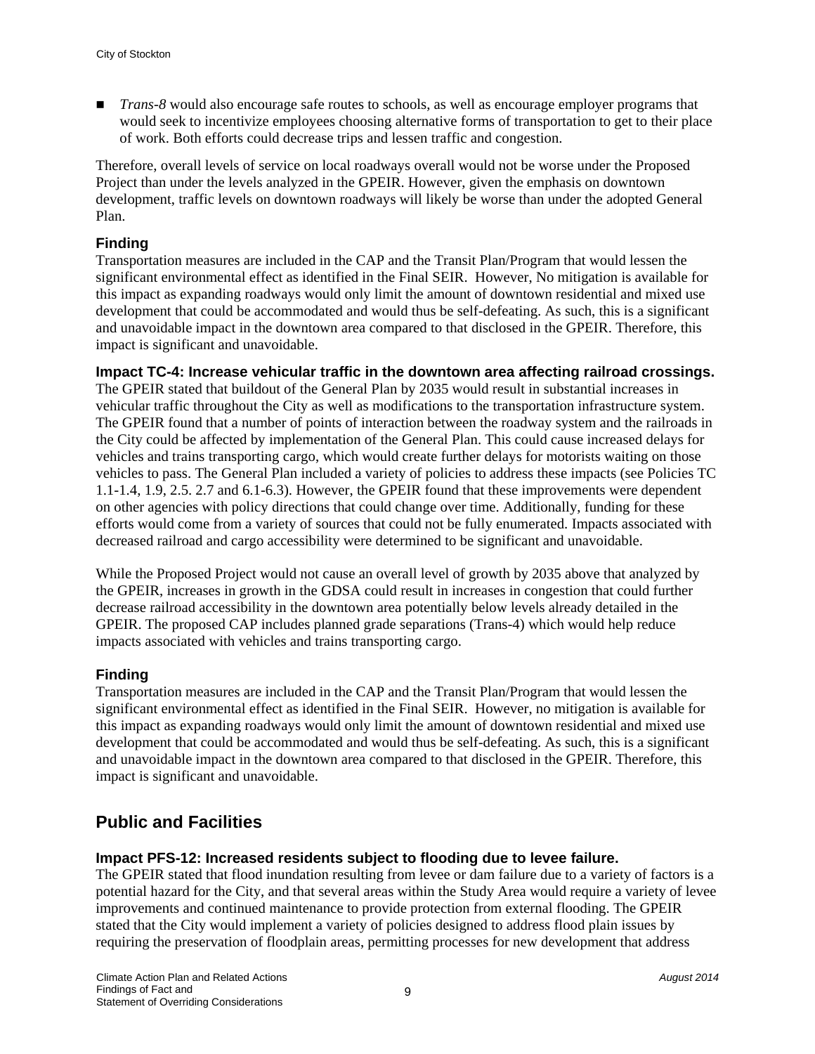- *Trans-8* would also encourage safe routes to schools, as well as encourage employer programs that would seek to incentivize employees choosing alternative forms of transportation to get to their place of work. Both efforts could decrease trips and lessen traffic and congestion.

Therefore, overall levels of service on local roadways overall would not be worse under the Proposed Project than under the levels analyzed in the GPEIR. However, given the emphasis on downtown development, traffic levels on downtown roadways will likely be worse than under the adopted General Plan.

### Finding

Transportation measures are included in the CAP and the Transit Plan/Program that would lessen the significant environmental effect as identified in the Final SEIR. However, No mitigation is available for this impact as expanding roadways would only limit the amount of downtown residential and mixed use development that could be accommodated and would thus be self-defeating. As such, this is a significant and unavoidable impact in the downtown area compared to that disclosed in the GPEIR. Therefore, this impact is significant and unavoidable.

### Impact TC-4: Increase vehicular traffic in the downtown area affecting railroad crossings.

The GPEIR stated that buildout of the General Plan by 2035 would result in substantial increases in vehicular traffic throughout the City as well as modifications to the transportation infrastructure system. The GPEIR found that a number of points of interaction between the roadway system and the railroads in the City could be affected by implementation of the General Plan. This could cause increased delays for vehicles and trains transporting cargo, which would create further delays for motorists waiting on those vehicles to pass. The General Plan included a variety of policies to address these impacts (see Policies TC 1.1-1.4, 1.9, 2.5. 2.7 and 6.1-6.3). However, the GPEIR found that these improvements were dependent on other agencies with policy directions that could change over time. Additionally, funding for these efforts would come from a variety of sources that could not be fully enumerated. Impacts associated with decreased railroad and cargo accessibility were determined to be significant and unavoidable.

While the Proposed Project would not cause an overall level of growth by 2035 above that analyzed by the GPEIR, increases in growth in the GDSA could result in increases in congestion that could further decrease railroad accessibility in the downtown area potentially below levels already detailed in the GPEIR. The proposed CAP includes planned grade separations (Trans-4) which would help reduce impacts associated with vehicles and trains transporting cargo.

### Finding

Transportation measures are included in the CAP and the Transit Plan/Program that would lessen the significant environmental effect as identified in the Final SEIR. However, no mitigation is available for this impact as expanding roadways would only limit the amount of downtown residential and mixed use development that could be accommodated and would thus be self-defeating. As such, this is a significant and unavoidable impact in the downtown area compared to that disclosed in the GPEIR. Therefore, this impact is significant and unavoidable.

## Public and Facilities

### Impact PFS-12: Increased residents subject to flooding due to levee failure.

The GPEIR stated that flood inundation resulting from levee or dam failure due to a variety of factors is a potential hazard for the City, and that several areas within the Study Area would require a variety of levee improvements and continued maintenance to provide protection from external flooding. The GPEIR stated that the City would implement a variety of policies designed to address flood plain issues by requiring the preservation of floodplain areas, permitting processes for new development that address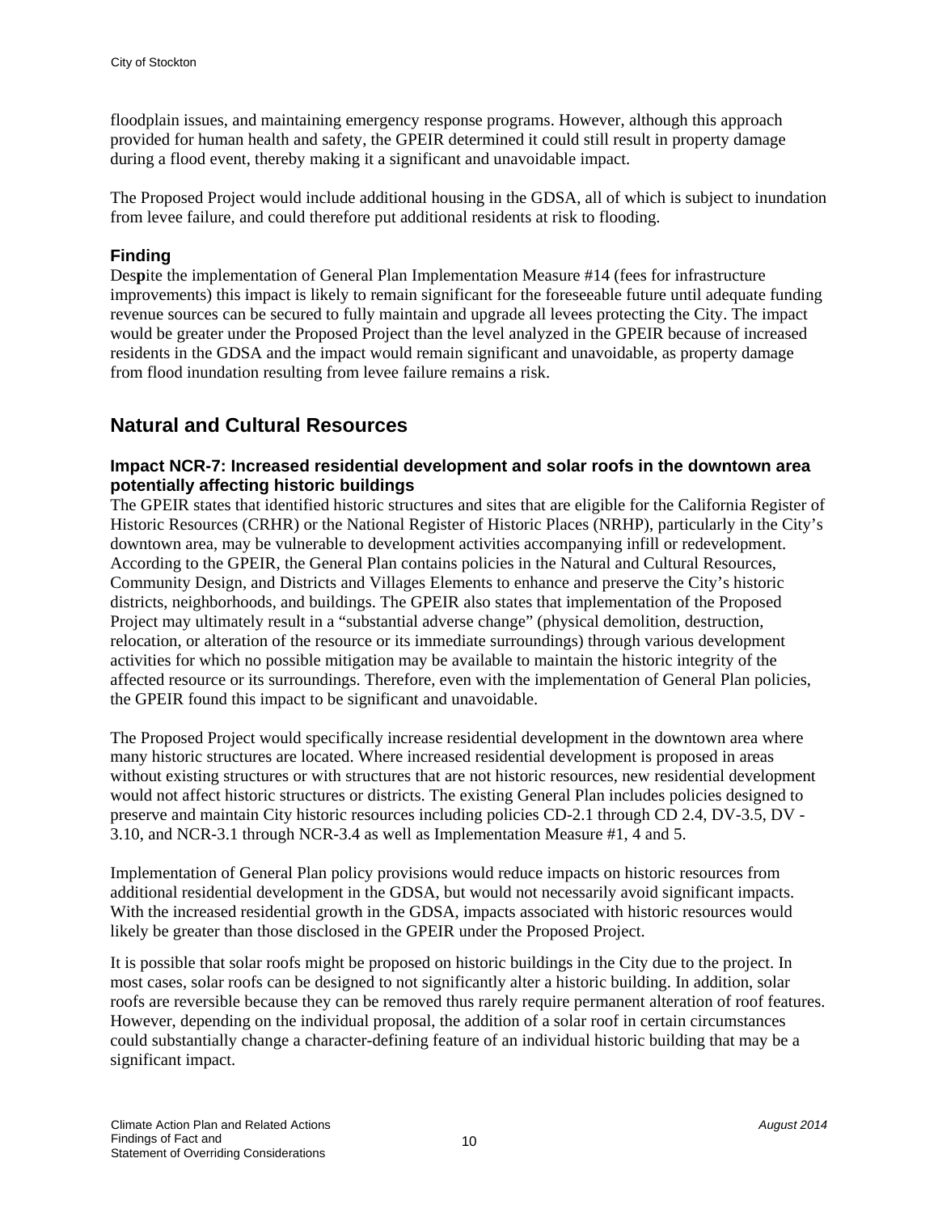floodplain issues, and maintaining emergency response programs. However, although this approach provided for human health and safety, the GPEIR determined it could still result in property damage during a flood event, thereby making it a significant and unavoidable impact.

The Proposed Project would include additional housing in the GDSA, all of which is subject to inundation from levee failure, and could therefore put additional residents at risk to flooding.

### Finding

Despite the implementation of General Plan Implementation Measure #14 (fees for infrastructure improvements) this impact is likely to remain significant for the foreseeable future until adequate funding revenue sources can be secured to fully maintain and upgrade all levees protecting the City. The impact would be greater under the Proposed Project than the level analyzed in the GPEIR because of increased residents in the GDSA and the impact would remain significant and unavoidable, as property damage from flood inundation resulting from levee failure remains a risk.

## Natural and Cultural Resources

### Impact NCR-7: Increased residential development and solar roofs in the downtown area potentially affecting historic buildings

The GPEIR states that identified historic structures and sites that are eligible for the California Register of Historic Resources (CRHR) or the National Register of Historic Places (NRHP), particularly in the City's downtown area, may be vulnerable to development activities accompanying infill or redevelopment. According to the GPEIR, the General Plan contains policies in the Natural and Cultural Resources, Community Design, and Districts and Villages Elements to enhance and preserve the City's historic districts, neighborhoods, and buildings. The GPEIR also states that implementation of the Proposed Project may ultimately result in a "substantial adverse change" (physical demolition, destruction, relocation, or alteration of the resource or its immediate surroundings) through various development activities for which no possible mitigation may be available to maintain the historic integrity of the affected resource or its surroundings. Therefore, even with the implementation of General Plan policies, the GPEIR found this impact to be significant and unavoidable.

The Proposed Project would specifically increase residential development in the downtown area where many historic structures are located. Where increased residential development is proposed in areas without existing structures or with structures that are not historic resources, new residential development would not affect historic structures or districts. The existing General Plan includes policies designed to preserve and maintain City historic resources including policies CD-2.1 through CD 2.4, DV-3.5, DV - 3.10, and NCR-3.1 through NCR-3.4 as well as Implementation Measure #1, 4 and 5.

Implementation of General Plan policy provisions would reduce impacts on historic resources from additional residential development in the GDSA, but would not necessarily avoid significant impacts. With the increased residential growth in the GDSA, impacts associated with historic resources would likely be greater than those disclosed in the GPEIR under the Proposed Project.

It is possible that solar roofs might be proposed on historic buildings in the City due to the project. In most cases, solar roofs can be designed to not significantly alter a historic building. In addition, solar roofs are reversible because they can be removed thus rarely require permanent alteration of roof features. However, depending on the individual proposal, the addition of a solar roof in certain circumstances could substantially change a character-defining feature of an individual historic building that may be a significant impact.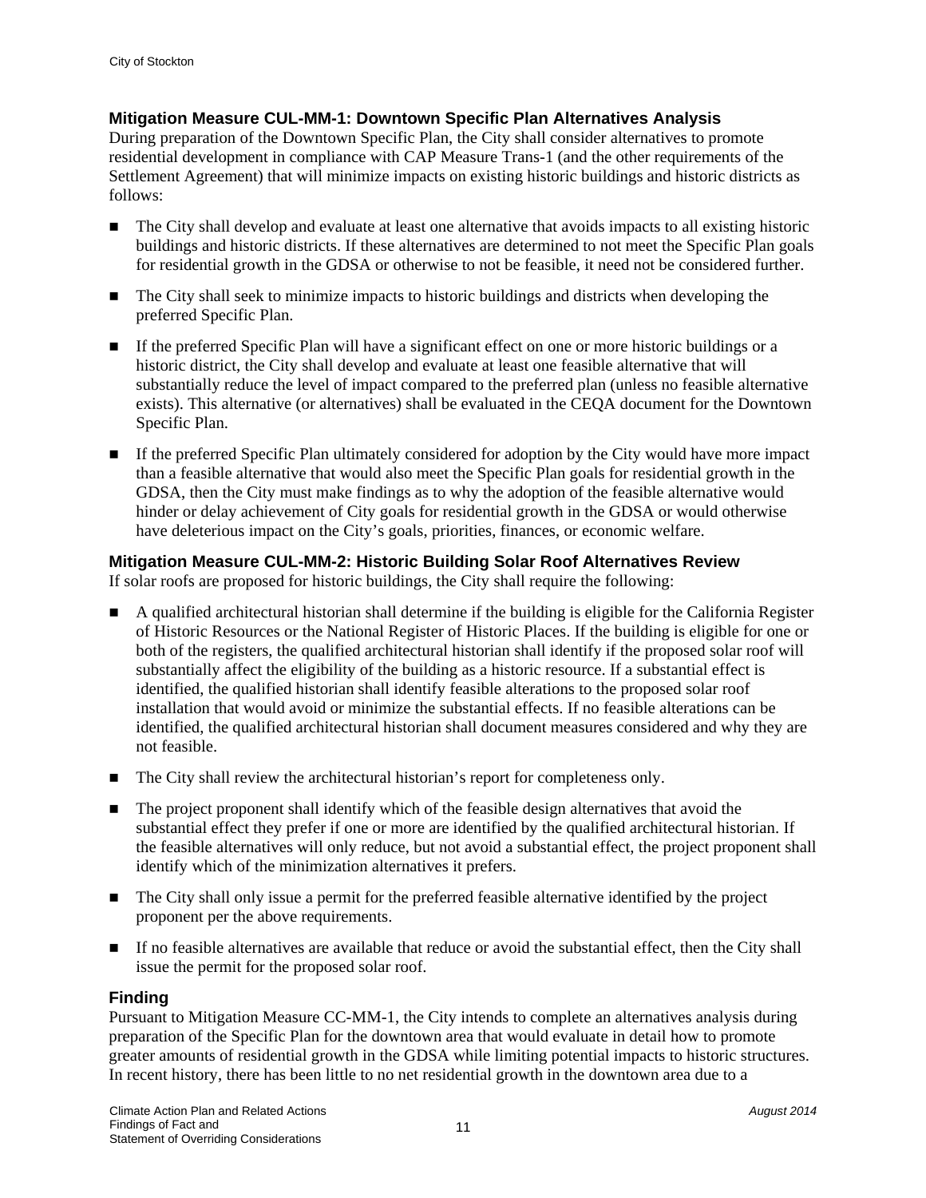### Mitigation Measure CUL-MM-1: Downtown Specific Plan Alternatives Analysis

During preparation of the Downtown Specific Plan, the City shall consider alternatives to promote residential development in compliance with CAP Measure Trans-1 (and the other requirements of the Settlement Agreement) that will minimize impacts on existing historic buildings and historic districts as follows:

- The City shall develop and evaluate at least one alternative that avoids impacts to all existing historic buildings and historic districts. If these alternatives are determined to not meet the Specific Plan goals for residential growth in the GDSA or otherwise to not be feasible, it need not be considered further.
- The City shall seek to minimize impacts to historic buildings and districts when developing the preferred Specific Plan.
- If the preferred Specific Plan will have a significant effect on one or more historic buildings or a historic district, the City shall develop and evaluate at least one feasible alternative that will substantially reduce the level of impact compared to the preferred plan (unless no feasible alternative exists). This alternative (or alternatives) shall be evaluated in the CEQA document for the Downtown Specific Plan.
- If the preferred Specific Plan ultimately considered for adoption by the City would have more impact than a feasible alternative that would also meet the Specific Plan goals for residential growth in the GDSA, then the City must make findings as to why the adoption of the feasible alternative would hinder or delay achievement of City goals for residential growth in the GDSA or would otherwise have deleterious impact on the City's goals, priorities, finances, or economic welfare.

### Mitigation Measure CUL-MM-2: Historic Building Solar Roof Alternatives Review

If solar roofs are proposed for historic buildings, the City shall require the following:

- A qualified architectural historian shall determine if the building is eligible for the California Register of Historic Resources or the National Register of Historic Places. If the building is eligible for one or both of the registers, the qualified architectural historian shall identify if the proposed solar roof will substantially affect the eligibility of the building as a historic resource. If a substantial effect is identified, the qualified historian shall identify feasible alterations to the proposed solar roof installation that would avoid or minimize the substantial effects. If no feasible alterations can be identified, the qualified architectural historian shall document measures considered and why they are not feasible.
- The City shall review the architectural historian's report for completeness only.
- The project proponent shall identify which of the feasible design alternatives that avoid the substantial effect they prefer if one or more are identified by the qualified architectural historian. If the feasible alternatives will only reduce, but not avoid a substantial effect, the project proponent shall identify which of the minimization alternatives it prefers.
- The City shall only issue a permit for the preferred feasible alternative identified by the project proponent per the above requirements.
- If no feasible alternatives are available that reduce or avoid the substantial effect, then the City shall issue the permit for the proposed solar roof.

### Finding

Pursuant to Mitigation Measure CC-MM-1, the City intends to complete an alternatives analysis during preparation of the Specific Plan for the downtown area that would evaluate in detail how to promote greater amounts of residential growth in the GDSA while limiting potential impacts to historic structures. In recent history, there has been little to no net residential growth in the downtown area due to a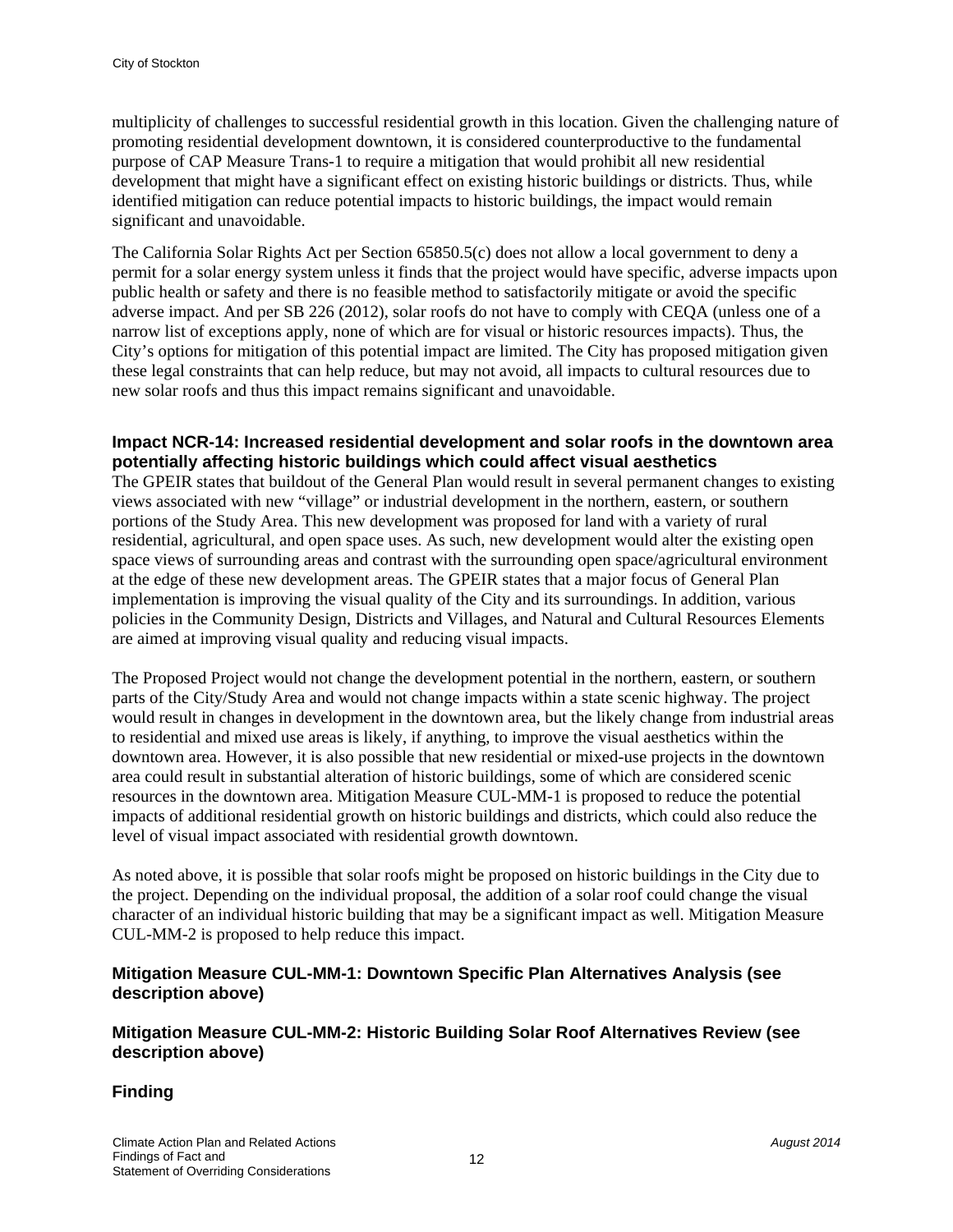multiplicity of challenges to successful residential growth in this location. Given the challenging nature of promoting residential development downtown, it is considered counterproductive to the fundamental purpose of CAP Measure Trans-1 to require a mitigation that would prohibit all new residential development that might have a significant effect on existing historic buildings or districts. Thus, while identified mitigation can reduce potential impacts to historic buildings, the impact would remain significant and unavoidable.

The California Solar Rights Act per Section 65850.5(c) does not allow a local government to deny a permit for a solar energy system unless it finds that the project would have specific, adverse impacts upon public health or safety and there is no feasible method to satisfactorily mitigate or avoid the specific adverse impact. And per SB 226 (2012), solar roofs do not have to comply with CEQA (unless one of a narrow list of exceptions apply, none of which are for visual or historic resources impacts). Thus, the City's options for mitigation of this potential impact are limited. The City has proposed mitigation given these legal constraints that can help reduce, but may not avoid, all impacts to cultural resources due to new solar roofs and thus this impact remains significant and unavoidable.

### Impact NCR-14: Increased residential development and solar roofs in the downtown area potentially affecting historic buildings which could affect visual aesthetics

The GPEIR states that buildout of the General Plan would result in several permanent changes to existing views associated with new "village" or industrial development in the northern, eastern, or southern portions of the Study Area. This new development was proposed for land with a variety of rural residential, agricultural, and open space uses. As such, new development would alter the existing open space views of surrounding areas and contrast with the surrounding open space/agricultural environment at the edge of these new development areas. The GPEIR states that a major focus of General Plan implementation is improving the visual quality of the City and its surroundings. In addition, various policies in the Community Design, Districts and Villages, and Natural and Cultural Resources Elements are aimed at improving visual quality and reducing visual impacts.

The Proposed Project would not change the development potential in the northern, eastern, or southern parts of the City/Study Area and would not change impacts within a state scenic highway. The project would result in changes in development in the downtown area, but the likely change from industrial areas to residential and mixed use areas is likely, if anything, to improve the visual aesthetics within the downtown area. However, it is also possible that new residential or mixed-use projects in the downtown area could result in substantial alteration of historic buildings, some of which are considered scenic resources in the downtown area. Mitigation Measure CUL-MM-1 is proposed to reduce the potential impacts of additional residential growth on historic buildings and districts, which could also reduce the level of visual impact associated with residential growth downtown.

As noted above, it is possible that solar roofs might be proposed on historic buildings in the City due to the project. Depending on the individual proposal, the addition of a solar roof could change the visual character of an individual historic building that may be a significant impact as well. Mitigation Measure CUL-MM-2 is proposed to help reduce this impact.

### Mitigation Measure CUL-MM-1: Downtown Specific Plan Alternatives Analysis (see description above)

### Mitigation Measure CUL-MM-2: Historic Building Solar Roof Alternatives Review (see description above)

### Finding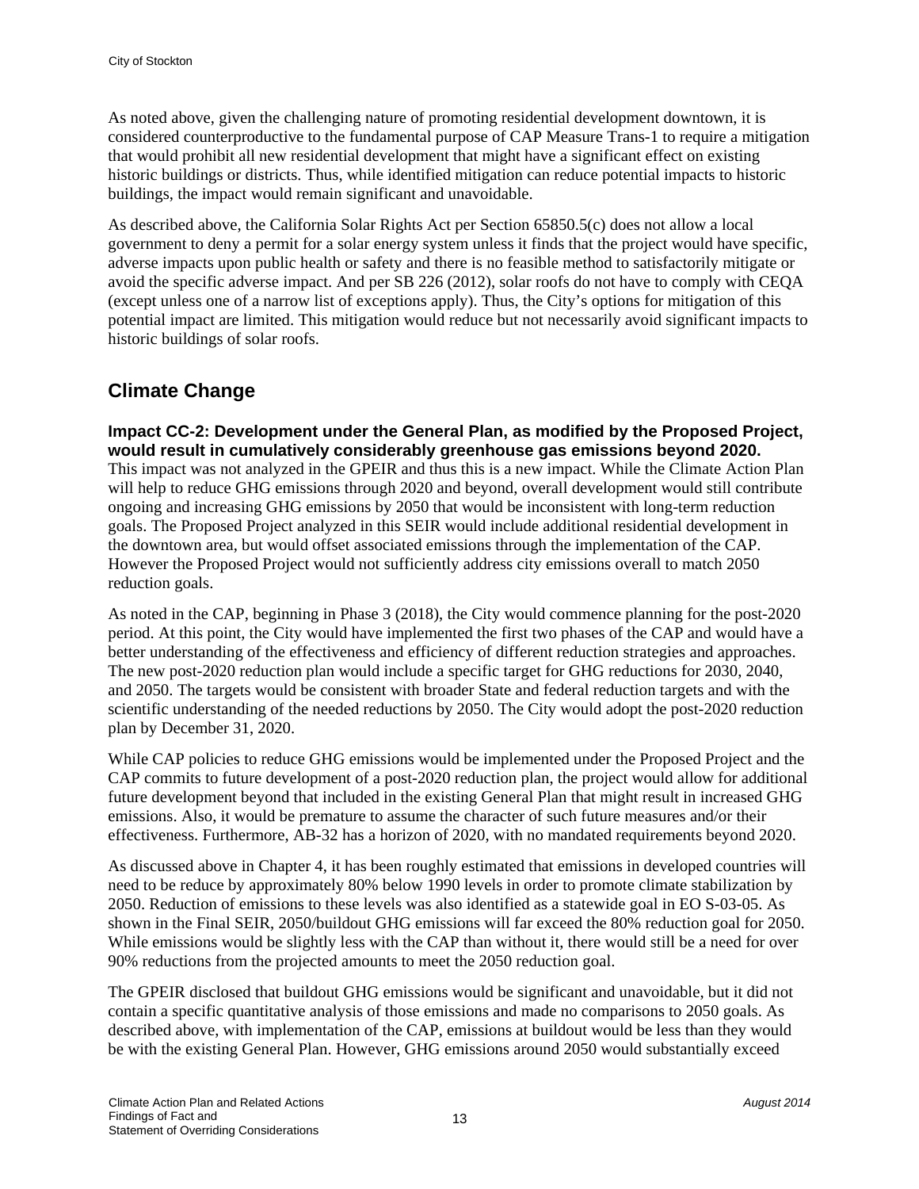As noted above, given the challenging nature of promoting residential development downtown, it is considered counterproductive to the fundamental purpose of CAP Measure Trans-1 to require a mitigation that would prohibit all new residential development that might have a significant effect on existing historic buildings or districts. Thus, while identified mitigation can reduce potential impacts to historic buildings, the impact would remain significant and unavoidable.

As described above, the California Solar Rights Act per Section 65850.5(c) does not allow a local government to deny a permit for a solar energy system unless it finds that the project would have specific, adverse impacts upon public health or safety and there is no feasible method to satisfactorily mitigate or avoid the specific adverse impact. And per SB 226 (2012), solar roofs do not have to comply with CEQA (except unless one of a narrow list of exceptions apply). Thus, the City's options for mitigation of this potential impact are limited. This mitigation would reduce but not necessarily avoid significant impacts to historic buildings of solar roofs.

## Climate Change

### Impact CC-2: Development under the General Plan, as modified by the Proposed Project, would result in cumulatively considerably greenhouse gas emissions beyond 2020.

This impact was not analyzed in the GPEIR and thus this is a new impact. While the Climate Action Plan will help to reduce GHG emissions through 2020 and beyond, overall development would still contribute ongoing and increasing GHG emissions by 2050 that would be inconsistent with long-term reduction goals. The Proposed Project analyzed in this SEIR would include additional residential development in the downtown area, but would offset associated emissions through the implementation of the CAP. However the Proposed Project would not sufficiently address city emissions overall to match 2050 reduction goals.

As noted in the CAP, beginning in Phase 3 (2018), the City would commence planning for the post-2020 period. At this point, the City would have implemented the first two phases of the CAP and would have a better understanding of the effectiveness and efficiency of different reduction strategies and approaches. The new post-2020 reduction plan would include a specific target for GHG reductions for 2030, 2040, and 2050. The targets would be consistent with broader State and federal reduction targets and with the scientific understanding of the needed reductions by 2050. The City would adopt the post-2020 reduction plan by December 31, 2020.

While CAP policies to reduce GHG emissions would be implemented under the Proposed Project and the CAP commits to future development of a post-2020 reduction plan, the project would allow for additional future development beyond that included in the existing General Plan that might result in increased GHG emissions. Also, it would be premature to assume the character of such future measures and/or their effectiveness. Furthermore, AB-32 has a horizon of 2020, with no mandated requirements beyond 2020.

As discussed above in Chapter 4, it has been roughly estimated that emissions in developed countries will need to be reduce by approximately 80% below 1990 levels in order to promote climate stabilization by 2050. Reduction of emissions to these levels was also identified as a statewide goal in EO S-03-05. As shown in the Final SEIR, 2050/buildout GHG emissions will far exceed the 80% reduction goal for 2050. While emissions would be slightly less with the CAP than without it, there would still be a need for over 90% reductions from the projected amounts to meet the 2050 reduction goal.

The GPEIR disclosed that buildout GHG emissions would be significant and unavoidable, but it did not contain a specific quantitative analysis of those emissions and made no comparisons to 2050 goals. As described above, with implementation of the CAP, emissions at buildout would be less than they would be with the existing General Plan. However, GHG emissions around 2050 would substantially exceed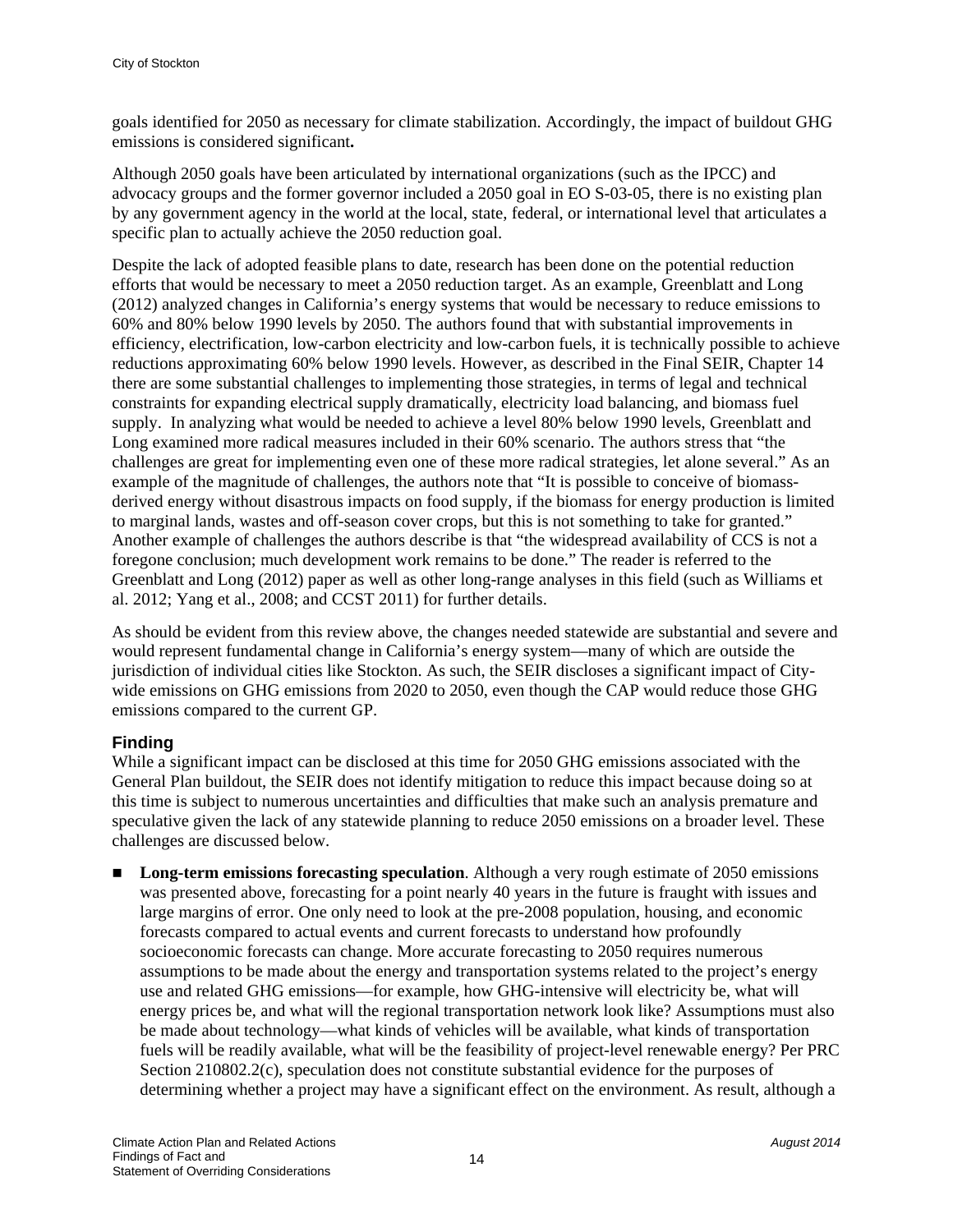goals identified for 2050 as necessary for climate stabilization. Accordingly, the impact of buildout GHG emissions is considered significant**.**

Although 2050 goals have been articulated by international organizations (such as the IPCC) and advocacy groups and the former governor included a 2050 goal in EO S-03-05, there is no existing plan by any government agency in the world at the local, state, federal, or international level that articulates a specific plan to actually achieve the 2050 reduction goal.

Despite the lack of adopted feasible plans to date, research has been done on the potential reduction efforts that would be necessary to meet a 2050 reduction target. As an example, Greenblatt and Long (2012) analyzed changes in California's energy systems that would be necessary to reduce emissions to 60% and 80% below 1990 levels by 2050. The authors found that with substantial improvements in efficiency, electrification, low-carbon electricity and low-carbon fuels, it is technically possible to achieve reductions approximating 60% below 1990 levels. However, as described in the Final SEIR, Chapter 14 there are some substantial challenges to implementing those strategies, in terms of legal and technical constraints for expanding electrical supply dramatically, electricity load balancing, and biomass fuel supply. In analyzing what would be needed to achieve a level 80% below 1990 levels, Greenblatt and Long examined more radical measures included in their 60% scenario. The authors stress that "the challenges are great for implementing even one of these more radical strategies, let alone several." As an example of the magnitude of challenges, the authors note that "It is possible to conceive of biomass-derived energy without disastrous impacts on food supply, if the biomass for energy production is limited to marginal lands, wastes and off-season cover crops, but this is not something to take for granted." Another example of challenges the authors describe is that "the widespread availability of CCS is not a foregone conclusion; much development work remains to be done." The reader is referred to the Greenblatt and Long (2012) paper as well as other long-range analyses in this field (such as Williams et al. 2012; Yang et al., 2008; and CCST 2011) for further details.

As should be evident from this review above, the changes needed statewide are substantial and severe and would represent fundamental change in California's energy system—many of which are outside the jurisdiction of individual cities like Stockton. As such, the SEIR discloses a significant impact of City-wide emissions on GHG emissions from 2020 to 2050, even though the CAP would reduce those GHG emissions compared to the current GP.

### Finding

While a significant impact can be disclosed at this time for 2050 GHG emissions associated with the General Plan buildout, the SEIR does not identify mitigation to reduce this impact because doing so at this time is subject to numerous uncertainties and difficulties that make such an analysis premature and speculative given the lack of any statewide planning to reduce 2050 emissions on a broader level. These challenges are discussed below.

- **Long-term emissions forecasting speculation**. Although a very rough estimate of 2050 emissions was presented above, forecasting for a point nearly 40 years in the future is fraught with issues and large margins of error. One only need to look at the pre-2008 population, housing, and economic forecasts compared to actual events and current forecasts to understand how profoundly socioeconomic forecasts can change. More accurate forecasting to 2050 requires numerous assumptions to be made about the energy and transportation systems related to the project's energy use and related GHG emissions—for example, how GHG-intensive will electricity be, what will energy prices be, and what will the regional transportation network look like? Assumptions must also be made about technology—what kinds of vehicles will be available, what kinds of transportation fuels will be readily available, what will be the feasibility of project-level renewable energy? Per PRC Section 210802.2(c), speculation does not constitute substantial evidence for the purposes of determining whether a project may have a significant effect on the environment. As result, although a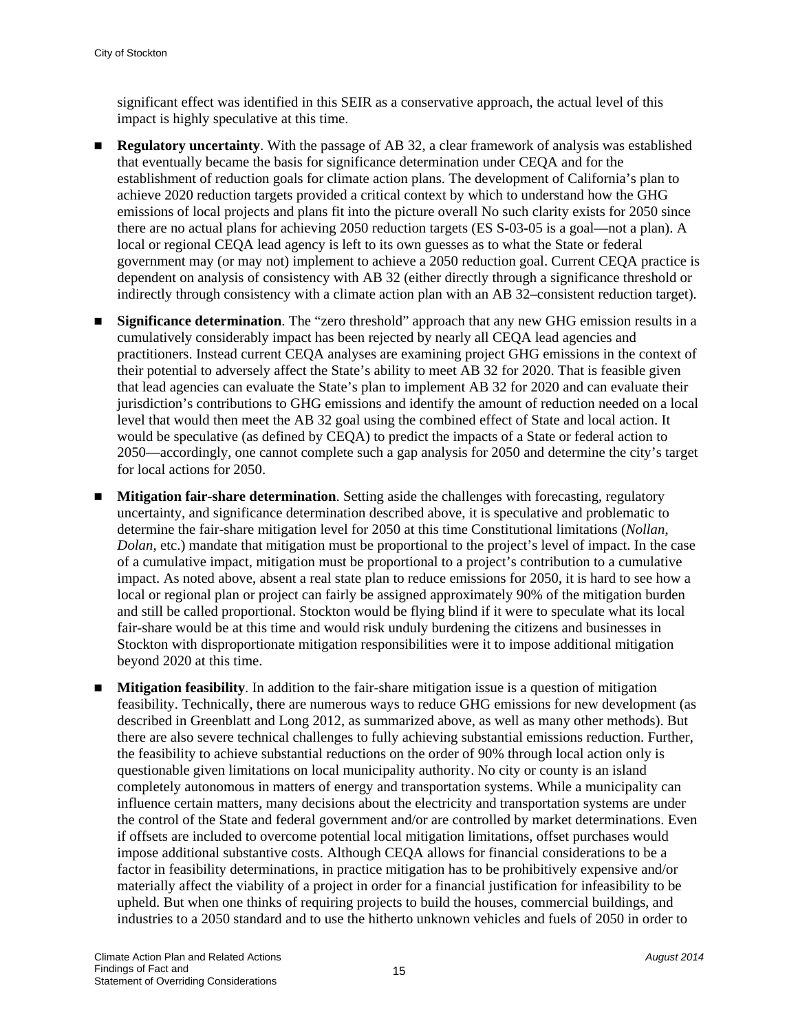significant effect was identified in this SEIR as a conservative approach, the actual level of this impact is highly speculative at this time.

- **Regulatory uncertainty**. With the passage of AB 32, a clear framework of analysis was established that eventually became the basis for significance determination under CEQA and for the establishment of reduction goals for climate action plans. The development of California's plan to achieve 2020 reduction targets provided a critical context by which to understand how the GHG emissions of local projects and plans fit into the picture overall No such clarity exists for 2050 since there are no actual plans for achieving 2050 reduction targets (ES S-03-05 is a goal—not a plan). A local or regional CEQA lead agency is left to its own guesses as to what the State or federal government may (or may not) implement to achieve a 2050 reduction goal. Current CEQA practice is dependent on analysis of consistency with AB 32 (either directly through a significance threshold or indirectly through consistency with a climate action plan with an AB 32–consistent reduction target).

- **Significance determination**. The "zero threshold" approach that any new GHG emission results in a cumulatively considerably impact has been rejected by nearly all CEQA lead agencies and practitioners. Instead current CEQA analyses are examining project GHG emissions in the context of their potential to adversely affect the State's ability to meet AB 32 for 2020. That is feasible given that lead agencies can evaluate the State's plan to implement AB 32 for 2020 and can evaluate their jurisdiction's contributions to GHG emissions and identify the amount of reduction needed on a local level that would then meet the AB 32 goal using the combined effect of State and local action. It would be speculative (as defined by CEQA) to predict the impacts of a State or federal action to 2050—accordingly, one cannot complete such a gap analysis for 2050 and determine the city's target for local actions for 2050.

- **Mitigation fair-share determination**. Setting aside the challenges with forecasting, regulatory uncertainty, and significance determination described above, it is speculative and problematic to determine the fair-share mitigation level for 2050 at this time Constitutional limitations (*Nollan*, *Dolan*, etc.) mandate that mitigation must be proportional to the project's level of impact. In the case of a cumulative impact, mitigation must be proportional to a project's contribution to a cumulative impact. As noted above, absent a real state plan to reduce emissions for 2050, it is hard to see how a local or regional plan or project can fairly be assigned approximately 90% of the mitigation burden and still be called proportional. Stockton would be flying blind if it were to speculate what its local fair-share would be at this time and would risk unduly burdening the citizens and businesses in Stockton with disproportionate mitigation responsibilities were it to impose additional mitigation beyond 2020 at this time.

- **Mitigation feasibility**. In addition to the fair-share mitigation issue is a question of mitigation feasibility. Technically, there are numerous ways to reduce GHG emissions for new development (as described in Greenblatt and Long 2012, as summarized above, as well as many other methods). But there are also severe technical challenges to fully achieving substantial emissions reduction. Further, the feasibility to achieve substantial reductions on the order of 90% through local action only is questionable given limitations on local municipality authority. No city or county is an island completely autonomous in matters of energy and transportation systems. While a municipality can influence certain matters, many decisions about the electricity and transportation systems are under the control of the State and federal government and/or are controlled by market determinations. Even if offsets are included to overcome potential local mitigation limitations, offset purchases would impose additional substantive costs. Although CEQA allows for financial considerations to be a factor in feasibility determinations, in practice mitigation has to be prohibitively expensive and/or materially affect the viability of a project in order for a financial justification for infeasibility to be upheld. But when one thinks of requiring projects to build the houses, commercial buildings, and industries to a 2050 standard and to use the hitherto unknown vehicles and fuels of 2050 in order to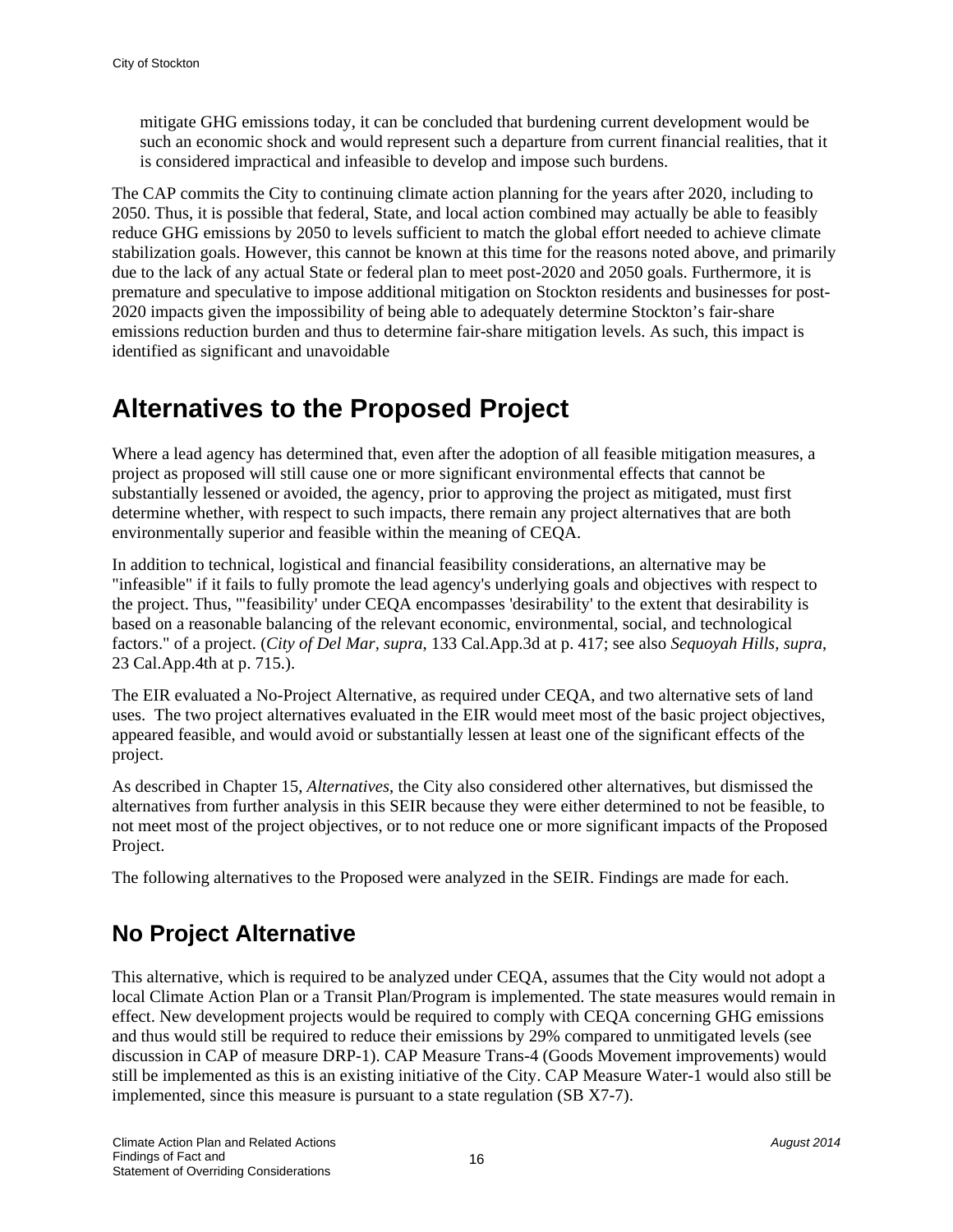mitigate GHG emissions today, it can be concluded that burdening current development would be such an economic shock and would represent such a departure from current financial realities, that it is considered impractical and infeasible to develop and impose such burdens.

The CAP commits the City to continuing climate action planning for the years after 2020, including to 2050. Thus, it is possible that federal, State, and local action combined may actually be able to feasibly reduce GHG emissions by 2050 to levels sufficient to match the global effort needed to achieve climate stabilization goals. However, this cannot be known at this time for the reasons noted above, and primarily due to the lack of any actual State or federal plan to meet post-2020 and 2050 goals. Furthermore, it is premature and speculative to impose additional mitigation on Stockton residents and businesses for post-2020 impacts given the impossibility of being able to adequately determine Stockton's fair-share emissions reduction burden and thus to determine fair-share mitigation levels. As such, this impact is identified as significant and unavoidable

# Alternatives to the Proposed Project

Where a lead agency has determined that, even after the adoption of all feasible mitigation measures, a project as proposed will still cause one or more significant environmental effects that cannot be substantially lessened or avoided, the agency, prior to approving the project as mitigated, must first determine whether, with respect to such impacts, there remain any project alternatives that are both environmentally superior and feasible within the meaning of CEQA.

In addition to technical, logistical and financial feasibility considerations, an alternative may be "infeasible" if it fails to fully promote the lead agency's underlying goals and objectives with respect to the project. Thus, "'feasibility' under CEQA encompasses 'desirability' to the extent that desirability is based on a reasonable balancing of the relevant economic, environmental, social, and technological factors." of a project. (*City of Del Mar, supra*, 133 Cal.App.3d at p. 417; see also *Sequoyah Hills, supra*, 23 Cal.App.4th at p. 715.).

The EIR evaluated a No-Project Alternative, as required under CEQA, and two alternative sets of land uses. The two project alternatives evaluated in the EIR would meet most of the basic project objectives, appeared feasible, and would avoid or substantially lessen at least one of the significant effects of the project.

As described in Chapter 15, *Alternatives*, the City also considered other alternatives, but dismissed the alternatives from further analysis in this SEIR because they were either determined to not be feasible, to not meet most of the project objectives, or to not reduce one or more significant impacts of the Proposed Project.

The following alternatives to the Proposed were analyzed in the SEIR. Findings are made for each.

## No Project Alternative

This alternative, which is required to be analyzed under CEQA, assumes that the City would not adopt a local Climate Action Plan or a Transit Plan/Program is implemented. The state measures would remain in effect. New development projects would be required to comply with CEQA concerning GHG emissions and thus would still be required to reduce their emissions by 29% compared to unmitigated levels (see discussion in CAP of measure DRP-1). CAP Measure Trans-4 (Goods Movement improvements) would still be implemented as this is an existing initiative of the City. CAP Measure Water-1 would also still be implemented, since this measure is pursuant to a state regulation (SB X7-7).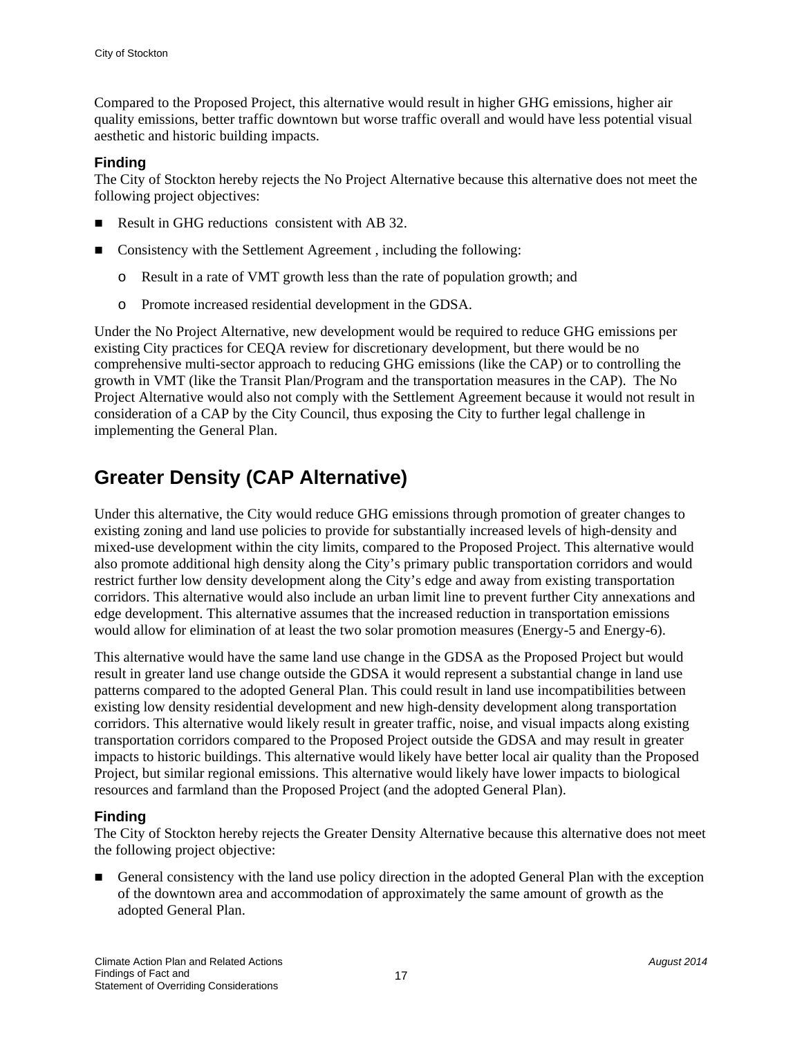Compared to the Proposed Project, this alternative would result in higher GHG emissions, higher air quality emissions, better traffic downtown but worse traffic overall and would have less potential visual aesthetic and historic building impacts.

### Finding

The City of Stockton hereby rejects the No Project Alternative because this alternative does not meet the following project objectives:

- Result in GHG reductions consistent with AB 32.
- Consistency with the Settlement Agreement , including the following:
  - Result in a rate of VMT growth less than the rate of population growth; and
  - Promote increased residential development in the GDSA.

Under the No Project Alternative, new development would be required to reduce GHG emissions per existing City practices for CEQA review for discretionary development, but there would be no comprehensive multi-sector approach to reducing GHG emissions (like the CAP) or to controlling the growth in VMT (like the Transit Plan/Program and the transportation measures in the CAP). The No Project Alternative would also not comply with the Settlement Agreement because it would not result in consideration of a CAP by the City Council, thus exposing the City to further legal challenge in implementing the General Plan.

## Greater Density (CAP Alternative)

Under this alternative, the City would reduce GHG emissions through promotion of greater changes to existing zoning and land use policies to provide for substantially increased levels of high-density and mixed-use development within the city limits, compared to the Proposed Project. This alternative would also promote additional high density along the City's primary public transportation corridors and would restrict further low density development along the City's edge and away from existing transportation corridors. This alternative would also include an urban limit line to prevent further City annexations and edge development. This alternative assumes that the increased reduction in transportation emissions would allow for elimination of at least the two solar promotion measures (Energy-5 and Energy-6).

This alternative would have the same land use change in the GDSA as the Proposed Project but would result in greater land use change outside the GDSA it would represent a substantial change in land use patterns compared to the adopted General Plan. This could result in land use incompatibilities between existing low density residential development and new high-density development along transportation corridors. This alternative would likely result in greater traffic, noise, and visual impacts along existing transportation corridors compared to the Proposed Project outside the GDSA and may result in greater impacts to historic buildings. This alternative would likely have better local air quality than the Proposed Project, but similar regional emissions. This alternative would likely have lower impacts to biological resources and farmland than the Proposed Project (and the adopted General Plan).

### Finding

The City of Stockton hereby rejects the Greater Density Alternative because this alternative does not meet the following project objective:

- General consistency with the land use policy direction in the adopted General Plan with the exception of the downtown area and accommodation of approximately the same amount of growth as the adopted General Plan.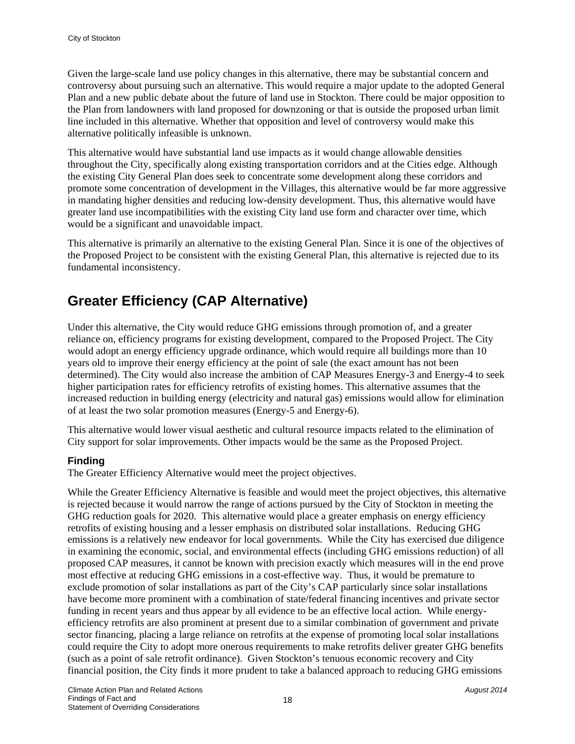Given the large-scale land use policy changes in this alternative, there may be substantial concern and controversy about pursuing such an alternative. This would require a major update to the adopted General Plan and a new public debate about the future of land use in Stockton. There could be major opposition to the Plan from landowners with land proposed for downzoning or that is outside the proposed urban limit line included in this alternative. Whether that opposition and level of controversy would make this alternative politically infeasible is unknown.

This alternative would have substantial land use impacts as it would change allowable densities throughout the City, specifically along existing transportation corridors and at the Cities edge. Although the existing City General Plan does seek to concentrate some development along these corridors and promote some concentration of development in the Villages, this alternative would be far more aggressive in mandating higher densities and reducing low-density development. Thus, this alternative would have greater land use incompatibilities with the existing City land use form and character over time, which would be a significant and unavoidable impact.

This alternative is primarily an alternative to the existing General Plan. Since it is one of the objectives of the Proposed Project to be consistent with the existing General Plan, this alternative is rejected due to its fundamental inconsistency.

## Greater Efficiency (CAP Alternative)

Under this alternative, the City would reduce GHG emissions through promotion of, and a greater reliance on, efficiency programs for existing development, compared to the Proposed Project. The City would adopt an energy efficiency upgrade ordinance, which would require all buildings more than 10 years old to improve their energy efficiency at the point of sale (the exact amount has not been determined). The City would also increase the ambition of CAP Measures Energy-3 and Energy-4 to seek higher participation rates for efficiency retrofits of existing homes. This alternative assumes that the increased reduction in building energy (electricity and natural gas) emissions would allow for elimination of at least the two solar promotion measures (Energy-5 and Energy-6).

This alternative would lower visual aesthetic and cultural resource impacts related to the elimination of City support for solar improvements. Other impacts would be the same as the Proposed Project.

### Finding

The Greater Efficiency Alternative would meet the project objectives.

While the Greater Efficiency Alternative is feasible and would meet the project objectives, this alternative is rejected because it would narrow the range of actions pursued by the City of Stockton in meeting the GHG reduction goals for 2020. This alternative would place a greater emphasis on energy efficiency retrofits of existing housing and a lesser emphasis on distributed solar installations. Reducing GHG emissions is a relatively new endeavor for local governments. While the City has exercised due diligence in examining the economic, social, and environmental effects (including GHG emissions reduction) of all proposed CAP measures, it cannot be known with precision exactly which measures will in the end prove most effective at reducing GHG emissions in a cost-effective way. Thus, it would be premature to exclude promotion of solar installations as part of the City's CAP particularly since solar installations have become more prominent with a combination of state/federal financing incentives and private sector funding in recent years and thus appear by all evidence to be an effective local action. While energy-efficiency retrofits are also prominent at present due to a similar combination of government and private sector financing, placing a large reliance on retrofits at the expense of promoting local solar installations could require the City to adopt more onerous requirements to make retrofits deliver greater GHG benefits (such as a point of sale retrofit ordinance). Given Stockton's tenuous economic recovery and City financial position, the City finds it more prudent to take a balanced approach to reducing GHG emissions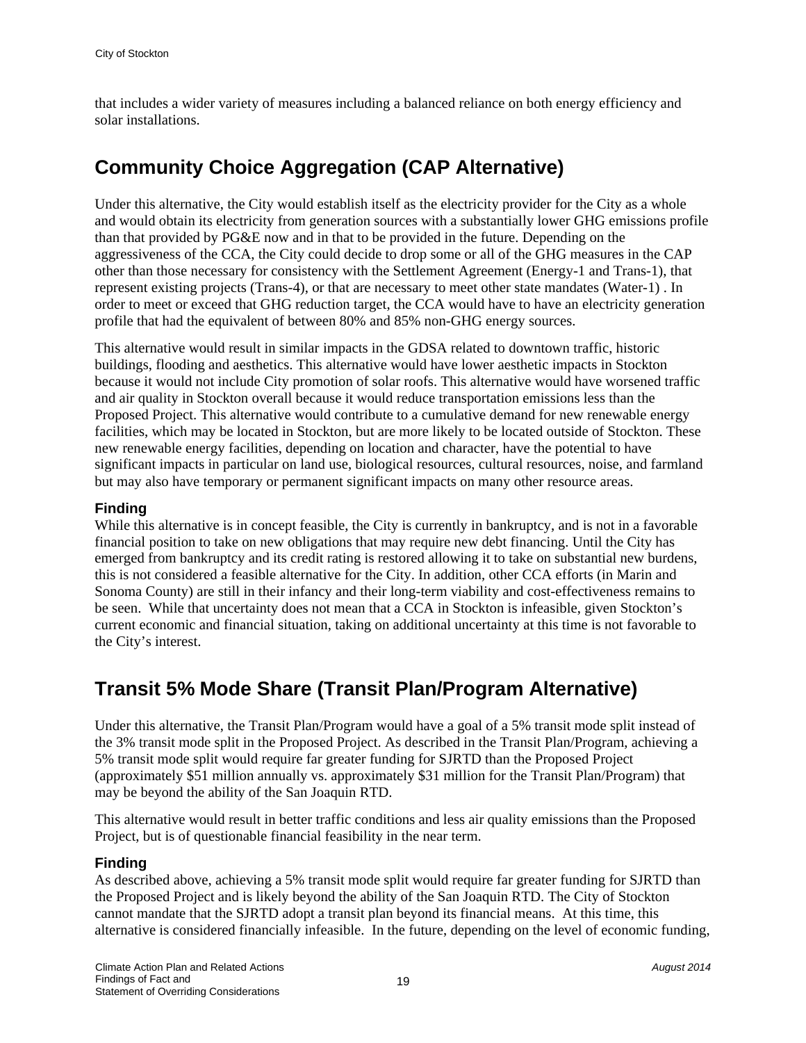that includes a wider variety of measures including a balanced reliance on both energy efficiency and solar installations.

## Community Choice Aggregation (CAP Alternative)

Under this alternative, the City would establish itself as the electricity provider for the City as a whole and would obtain its electricity from generation sources with a substantially lower GHG emissions profile than that provided by PG&E now and in that to be provided in the future. Depending on the aggressiveness of the CCA, the City could decide to drop some or all of the GHG measures in the CAP other than those necessary for consistency with the Settlement Agreement (Energy-1 and Trans-1), that represent existing projects (Trans-4), or that are necessary to meet other state mandates (Water-1) . In order to meet or exceed that GHG reduction target, the CCA would have to have an electricity generation profile that had the equivalent of between 80% and 85% non-GHG energy sources.

This alternative would result in similar impacts in the GDSA related to downtown traffic, historic buildings, flooding and aesthetics. This alternative would have lower aesthetic impacts in Stockton because it would not include City promotion of solar roofs. This alternative would have worsened traffic and air quality in Stockton overall because it would reduce transportation emissions less than the Proposed Project. This alternative would contribute to a cumulative demand for new renewable energy facilities, which may be located in Stockton, but are more likely to be located outside of Stockton. These new renewable energy facilities, depending on location and character, have the potential to have significant impacts in particular on land use, biological resources, cultural resources, noise, and farmland but may also have temporary or permanent significant impacts on many other resource areas.

### Finding

While this alternative is in concept feasible, the City is currently in bankruptcy, and is not in a favorable financial position to take on new obligations that may require new debt financing. Until the City has emerged from bankruptcy and its credit rating is restored allowing it to take on substantial new burdens, this is not considered a feasible alternative for the City. In addition, other CCA efforts (in Marin and Sonoma County) are still in their infancy and their long-term viability and cost-effectiveness remains to be seen. While that uncertainty does not mean that a CCA in Stockton is infeasible, given Stockton's current economic and financial situation, taking on additional uncertainty at this time is not favorable to the City's interest.

## Transit 5% Mode Share (Transit Plan/Program Alternative)

Under this alternative, the Transit Plan/Program would have a goal of a 5% transit mode split instead of the 3% transit mode split in the Proposed Project. As described in the Transit Plan/Program, achieving a 5% transit mode split would require far greater funding for SJRTD than the Proposed Project (approximately $51 million annually vs. approximately $31 million for the Transit Plan/Program) that may be beyond the ability of the San Joaquin RTD.

This alternative would result in better traffic conditions and less air quality emissions than the Proposed Project, but is of questionable financial feasibility in the near term.

### Finding

As described above, achieving a 5% transit mode split would require far greater funding for SJRTD than the Proposed Project and is likely beyond the ability of the San Joaquin RTD. The City of Stockton cannot mandate that the SJRTD adopt a transit plan beyond its financial means. At this time, this alternative is considered financially infeasible. In the future, depending on the level of economic funding,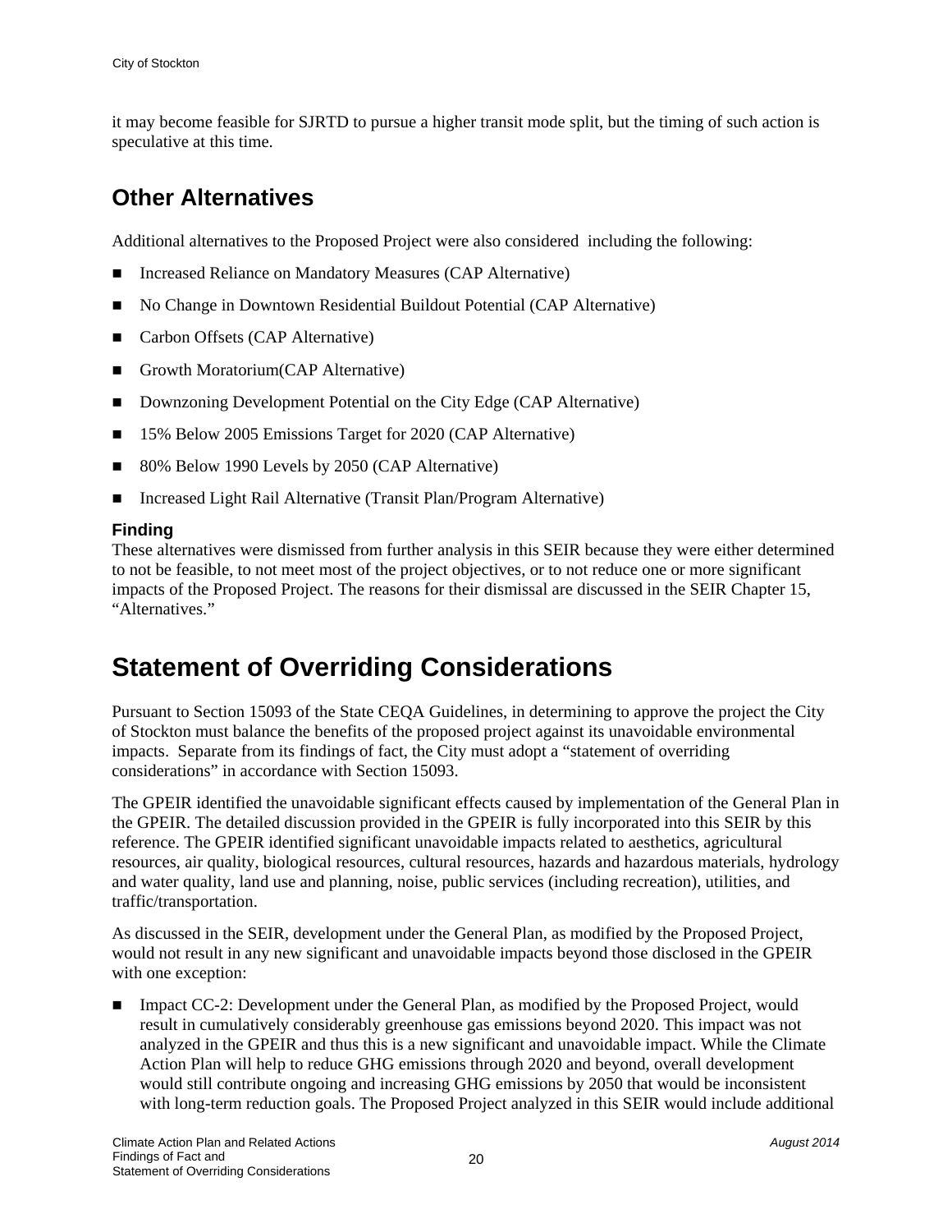it may become feasible for SJRTD to pursue a higher transit mode split, but the timing of such action is speculative at this time.

## Other Alternatives

Additional alternatives to the Proposed Project were also considered including the following:

- Increased Reliance on Mandatory Measures (CAP Alternative)
- No Change in Downtown Residential Buildout Potential (CAP Alternative)
- Carbon Offsets (CAP Alternative)
- Growth Moratorium(CAP Alternative)
- Downzoning Development Potential on the City Edge (CAP Alternative)
- 15% Below 2005 Emissions Target for 2020 (CAP Alternative)
- 80% Below 1990 Levels by 2050 (CAP Alternative)
- Increased Light Rail Alternative (Transit Plan/Program Alternative)

### Finding

These alternatives were dismissed from further analysis in this SEIR because they were either determined to not be feasible, to not meet most of the project objectives, or to not reduce one or more significant impacts of the Proposed Project. The reasons for their dismissal are discussed in the SEIR Chapter 15, "Alternatives."

# Statement of Overriding Considerations

Pursuant to Section 15093 of the State CEQA Guidelines, in determining to approve the project the City of Stockton must balance the benefits of the proposed project against its unavoidable environmental impacts. Separate from its findings of fact, the City must adopt a "statement of overriding considerations" in accordance with Section 15093.

The GPEIR identified the unavoidable significant effects caused by implementation of the General Plan in the GPEIR. The detailed discussion provided in the GPEIR is fully incorporated into this SEIR by this reference. The GPEIR identified significant unavoidable impacts related to aesthetics, agricultural resources, air quality, biological resources, cultural resources, hazards and hazardous materials, hydrology and water quality, land use and planning, noise, public services (including recreation), utilities, and traffic/transportation.

As discussed in the SEIR, development under the General Plan, as modified by the Proposed Project, would not result in any new significant and unavoidable impacts beyond those disclosed in the GPEIR with one exception:

- Impact CC-2: Development under the General Plan, as modified by the Proposed Project, would result in cumulatively considerably greenhouse gas emissions beyond 2020. This impact was not analyzed in the GPEIR and thus this is a new significant and unavoidable impact. While the Climate Action Plan will help to reduce GHG emissions through 2020 and beyond, overall development would still contribute ongoing and increasing GHG emissions by 2050 that would be inconsistent with long-term reduction goals. The Proposed Project analyzed in this SEIR would include additional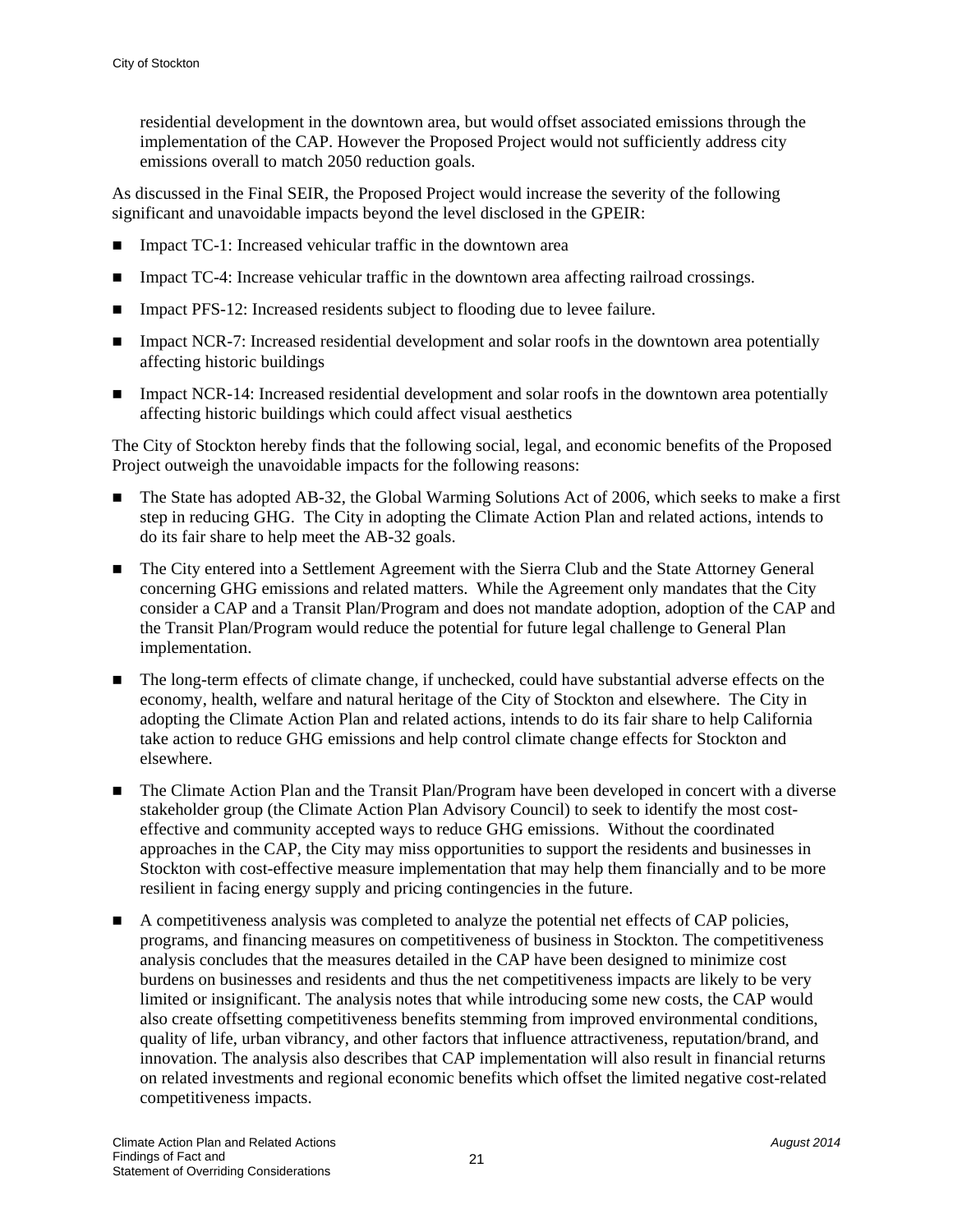residential development in the downtown area, but would offset associated emissions through the implementation of the CAP. However the Proposed Project would not sufficiently address city emissions overall to match 2050 reduction goals.

As discussed in the Final SEIR, the Proposed Project would increase the severity of the following significant and unavoidable impacts beyond the level disclosed in the GPEIR:

- Impact TC-1: Increased vehicular traffic in the downtown area
- Impact TC-4: Increase vehicular traffic in the downtown area affecting railroad crossings.
- Impact PFS-12: Increased residents subject to flooding due to levee failure.
- Impact NCR-7: Increased residential development and solar roofs in the downtown area potentially affecting historic buildings
- Impact NCR-14: Increased residential development and solar roofs in the downtown area potentially affecting historic buildings which could affect visual aesthetics

The City of Stockton hereby finds that the following social, legal, and economic benefits of the Proposed Project outweigh the unavoidable impacts for the following reasons:

- The State has adopted AB-32, the Global Warming Solutions Act of 2006, which seeks to make a first step in reducing GHG. The City in adopting the Climate Action Plan and related actions, intends to do its fair share to help meet the AB-32 goals.
- The City entered into a Settlement Agreement with the Sierra Club and the State Attorney General concerning GHG emissions and related matters. While the Agreement only mandates that the City consider a CAP and a Transit Plan/Program and does not mandate adoption, adoption of the CAP and the Transit Plan/Program would reduce the potential for future legal challenge to General Plan implementation.
- The long-term effects of climate change, if unchecked, could have substantial adverse effects on the economy, health, welfare and natural heritage of the City of Stockton and elsewhere. The City in adopting the Climate Action Plan and related actions, intends to do its fair share to help California take action to reduce GHG emissions and help control climate change effects for Stockton and elsewhere.
- The Climate Action Plan and the Transit Plan/Program have been developed in concert with a diverse stakeholder group (the Climate Action Plan Advisory Council) to seek to identify the most cost-effective and community accepted ways to reduce GHG emissions. Without the coordinated approaches in the CAP, the City may miss opportunities to support the residents and businesses in Stockton with cost-effective measure implementation that may help them financially and to be more resilient in facing energy supply and pricing contingencies in the future.
- A competitiveness analysis was completed to analyze the potential net effects of CAP policies, programs, and financing measures on competitiveness of business in Stockton. The competitiveness analysis concludes that the measures detailed in the CAP have been designed to minimize cost burdens on businesses and residents and thus the net competitiveness impacts are likely to be very limited or insignificant. The analysis notes that while introducing some new costs, the CAP would also create offsetting competitiveness benefits stemming from improved environmental conditions, quality of life, urban vibrancy, and other factors that influence attractiveness, reputation/brand, and innovation. The analysis also describes that CAP implementation will also result in financial returns on related investments and regional economic benefits which offset the limited negative cost-related competitiveness impacts.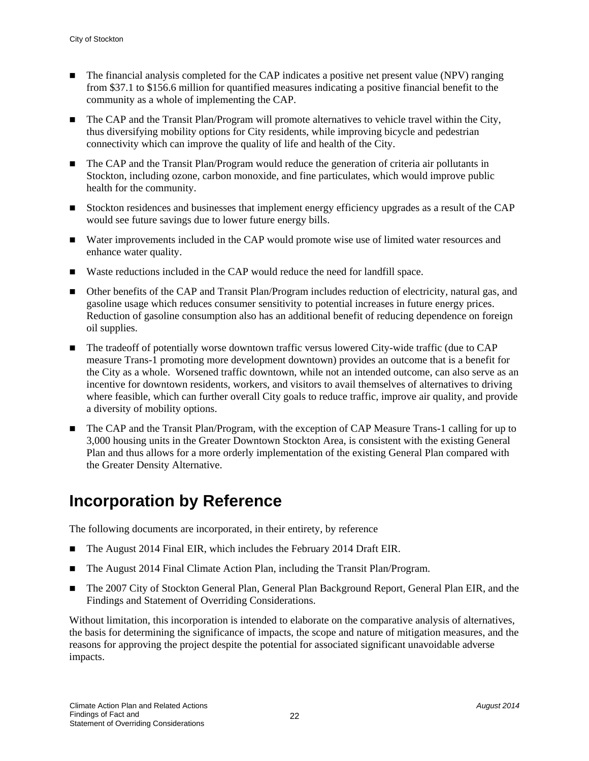- The financial analysis completed for the CAP indicates a positive net present value (NPV) ranging from $37.1 to $156.6 million for quantified measures indicating a positive financial benefit to the community as a whole of implementing the CAP.
- The CAP and the Transit Plan/Program will promote alternatives to vehicle travel within the City, thus diversifying mobility options for City residents, while improving bicycle and pedestrian connectivity which can improve the quality of life and health of the City.
- The CAP and the Transit Plan/Program would reduce the generation of criteria air pollutants in Stockton, including ozone, carbon monoxide, and fine particulates, which would improve public health for the community.
- Stockton residences and businesses that implement energy efficiency upgrades as a result of the CAP would see future savings due to lower future energy bills.
- Water improvements included in the CAP would promote wise use of limited water resources and enhance water quality.
- Waste reductions included in the CAP would reduce the need for landfill space.
- Other benefits of the CAP and Transit Plan/Program includes reduction of electricity, natural gas, and gasoline usage which reduces consumer sensitivity to potential increases in future energy prices. Reduction of gasoline consumption also has an additional benefit of reducing dependence on foreign oil supplies.
- The tradeoff of potentially worse downtown traffic versus lowered City-wide traffic (due to CAP measure Trans-1 promoting more development downtown) provides an outcome that is a benefit for the City as a whole. Worsened traffic downtown, while not an intended outcome, can also serve as an incentive for downtown residents, workers, and visitors to avail themselves of alternatives to driving where feasible, which can further overall City goals to reduce traffic, improve air quality, and provide a diversity of mobility options.
- The CAP and the Transit Plan/Program, with the exception of CAP Measure Trans-1 calling for up to 3,000 housing units in the Greater Downtown Stockton Area, is consistent with the existing General Plan and thus allows for a more orderly implementation of the existing General Plan compared with the Greater Density Alternative.

# Incorporation by Reference

The following documents are incorporated, in their entirety, by reference

- The August 2014 Final EIR, which includes the February 2014 Draft EIR.
- The August 2014 Final Climate Action Plan, including the Transit Plan/Program.
- The 2007 City of Stockton General Plan, General Plan Background Report, General Plan EIR, and the Findings and Statement of Overriding Considerations.

Without limitation, this incorporation is intended to elaborate on the comparative analysis of alternatives, the basis for determining the significance of impacts, the scope and nature of mitigation measures, and the reasons for approving the project despite the potential for associated significant unavoidable adverse impacts.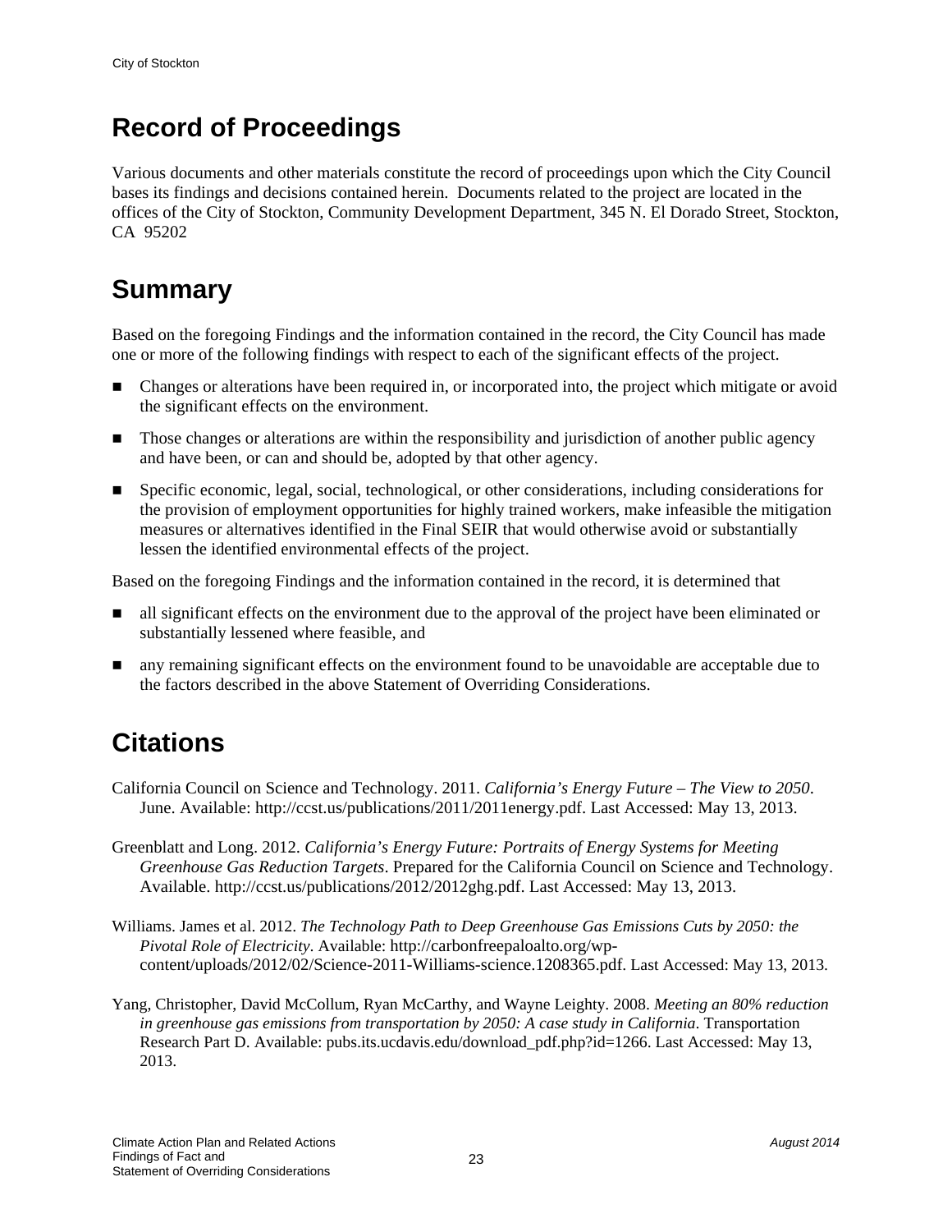## Record of Proceedings

Various documents and other materials constitute the record of proceedings upon which the City Council bases its findings and decisions contained herein. Documents related to the project are located in the offices of the City of Stockton, Community Development Department, 345 N. El Dorado Street, Stockton, CA 95202

## Summary

Based on the foregoing Findings and the information contained in the record, the City Council has made one or more of the following findings with respect to each of the significant effects of the project.

- Changes or alterations have been required in, or incorporated into, the project which mitigate or avoid the significant effects on the environment.
- Those changes or alterations are within the responsibility and jurisdiction of another public agency and have been, or can and should be, adopted by that other agency.
- Specific economic, legal, social, technological, or other considerations, including considerations for the provision of employment opportunities for highly trained workers, make infeasible the mitigation measures or alternatives identified in the Final SEIR that would otherwise avoid or substantially lessen the identified environmental effects of the project.

Based on the foregoing Findings and the information contained in the record, it is determined that

- all significant effects on the environment due to the approval of the project have been eliminated or substantially lessened where feasible, and
- any remaining significant effects on the environment found to be unavoidable are acceptable due to the factors described in the above Statement of Overriding Considerations.

## Citations

California Council on Science and Technology. 2011. *California's Energy Future – The View to 2050*. June. Available: http://ccst.us/publications/2011/2011energy.pdf. Last Accessed: May 13, 2013.

Greenblatt and Long. 2012. *California's Energy Future: Portraits of Energy Systems for Meeting Greenhouse Gas Reduction Targets*. Prepared for the California Council on Science and Technology. Available. http://ccst.us/publications/2012/2012ghg.pdf. Last Accessed: May 13, 2013.

Williams. James et al. 2012. *The Technology Path to Deep Greenhouse Gas Emissions Cuts by 2050: the Pivotal Role of Electricity*. Available: http://carbonfreepaloalto.org/wp-content/uploads/2012/02/Science-2011-Williams-science.1208365.pdf. Last Accessed: May 13, 2013.

Yang, Christopher, David McCollum, Ryan McCarthy, and Wayne Leighty. 2008. *Meeting an 80% reduction in greenhouse gas emissions from transportation by 2050: A case study in California*. Transportation Research Part D. Available: pubs.its.ucdavis.edu/download_pdf.php?id=1266. Last Accessed: May 13, 2013.